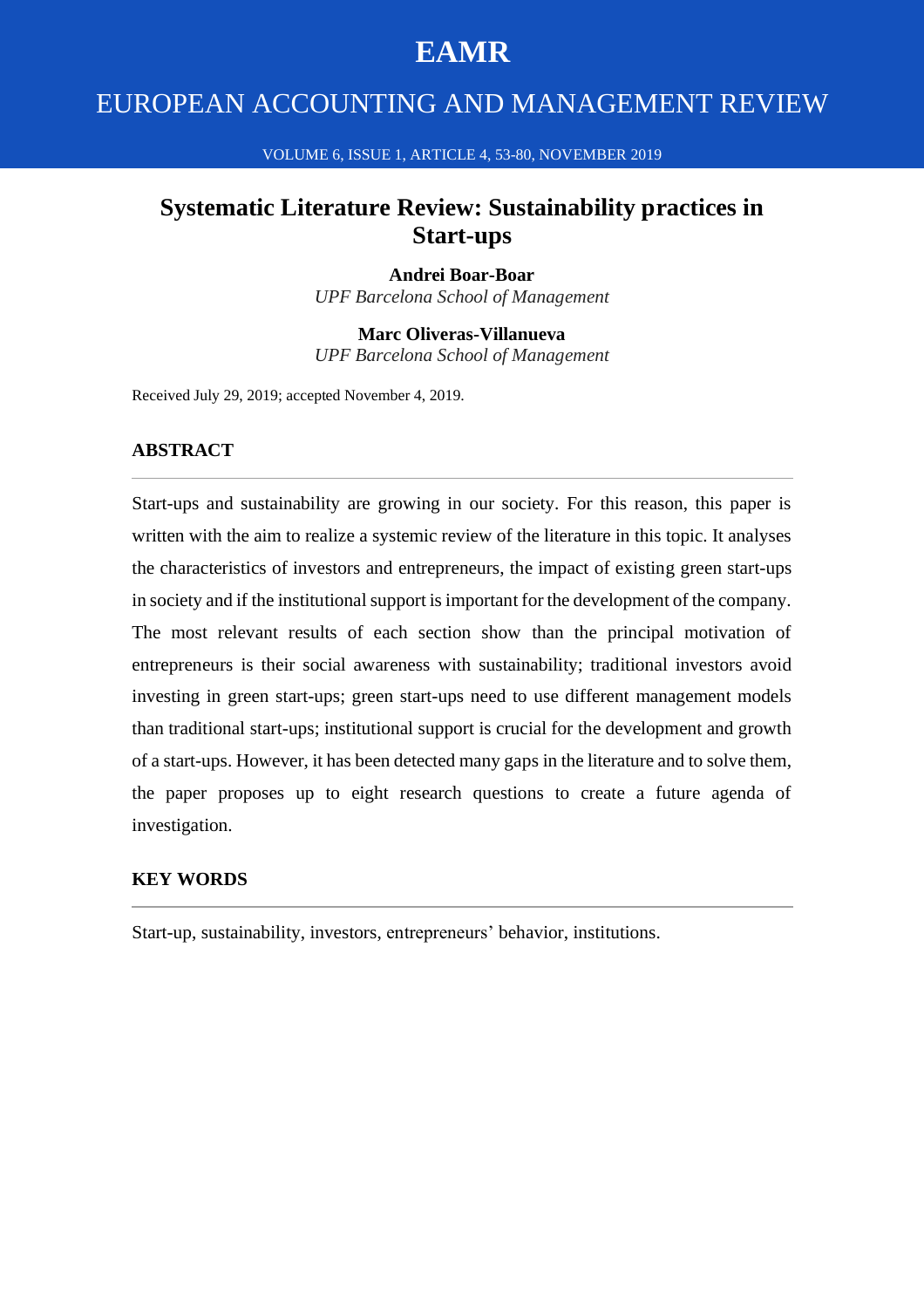# Systematic Literature Review: Sustainability practices in Start-ups

**Andrei Boar-Boar**
*UPF Barcelona School of Management*

**Marc Oliveras-Villanueva**
*UPF Barcelona School of Management*

Received July 29, 2019; accepted November 4, 2019.

## ABSTRACT

Start-ups and sustainability are growing in our society. For this reason, this paper is written with the aim to realize a systemic review of the literature in this topic. It analyses the characteristics of investors and entrepreneurs, the impact of existing green start-ups in society and if the institutional support is important for the development of the company. The most relevant results of each section show than the principal motivation of entrepreneurs is their social awareness with sustainability; traditional investors avoid investing in green start-ups; green start-ups need to use different management models than traditional start-ups; institutional support is crucial for the development and growth of a start-ups. However, it has been detected many gaps in the literature and to solve them, the paper proposes up to eight research questions to create a future agenda of investigation.

## KEY WORDS

Start-up, sustainability, investors, entrepreneurs' behavior, institutions.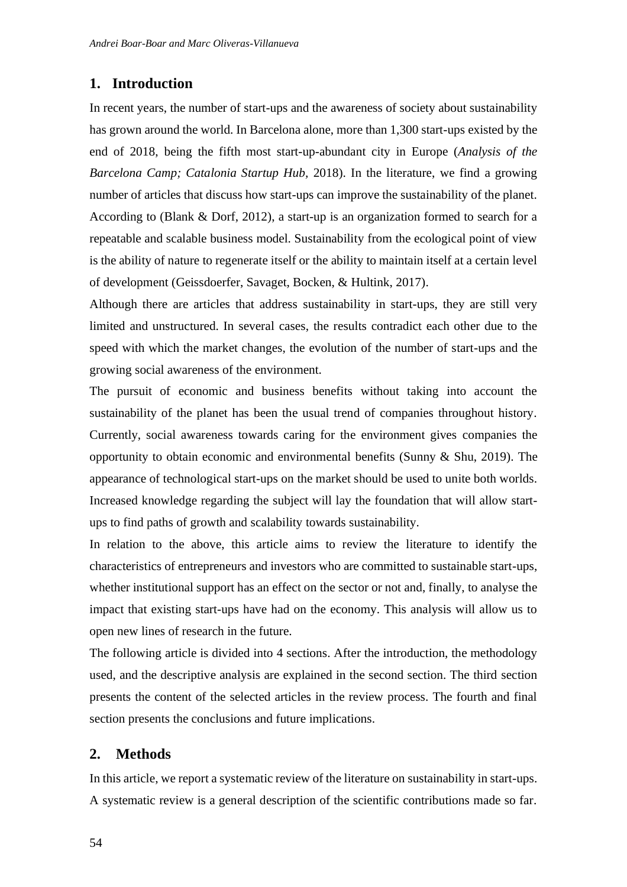## 1. Introduction

In recent years, the number of start-ups and the awareness of society about sustainability has grown around the world. In Barcelona alone, more than 1,300 start-ups existed by the end of 2018, being the fifth most start-up-abundant city in Europe (*Analysis of the Barcelona Camp; Catalonia Startup Hub,* 2018). In the literature, we find a growing number of articles that discuss how start-ups can improve the sustainability of the planet. According to (Blank & Dorf, 2012), a start-up is an organization formed to search for a repeatable and scalable business model. Sustainability from the ecological point of view is the ability of nature to regenerate itself or the ability to maintain itself at a certain level of development (Geissdoerfer, Savaget, Bocken, & Hultink, 2017).

Although there are articles that address sustainability in start-ups, they are still very limited and unstructured. In several cases, the results contradict each other due to the speed with which the market changes, the evolution of the number of start-ups and the growing social awareness of the environment.

The pursuit of economic and business benefits without taking into account the sustainability of the planet has been the usual trend of companies throughout history. Currently, social awareness towards caring for the environment gives companies the opportunity to obtain economic and environmental benefits (Sunny & Shu, 2019). The appearance of technological start-ups on the market should be used to unite both worlds. Increased knowledge regarding the subject will lay the foundation that will allow start-ups to find paths of growth and scalability towards sustainability.

In relation to the above, this article aims to review the literature to identify the characteristics of entrepreneurs and investors who are committed to sustainable start-ups, whether institutional support has an effect on the sector or not and, finally, to analyse the impact that existing start-ups have had on the economy. This analysis will allow us to open new lines of research in the future.

The following article is divided into 4 sections. After the introduction, the methodology used, and the descriptive analysis are explained in the second section. The third section presents the content of the selected articles in the review process. The fourth and final section presents the conclusions and future implications.

## 2. Methods

In this article, we report a systematic review of the literature on sustainability in start-ups. A systematic review is a general description of the scientific contributions made so far.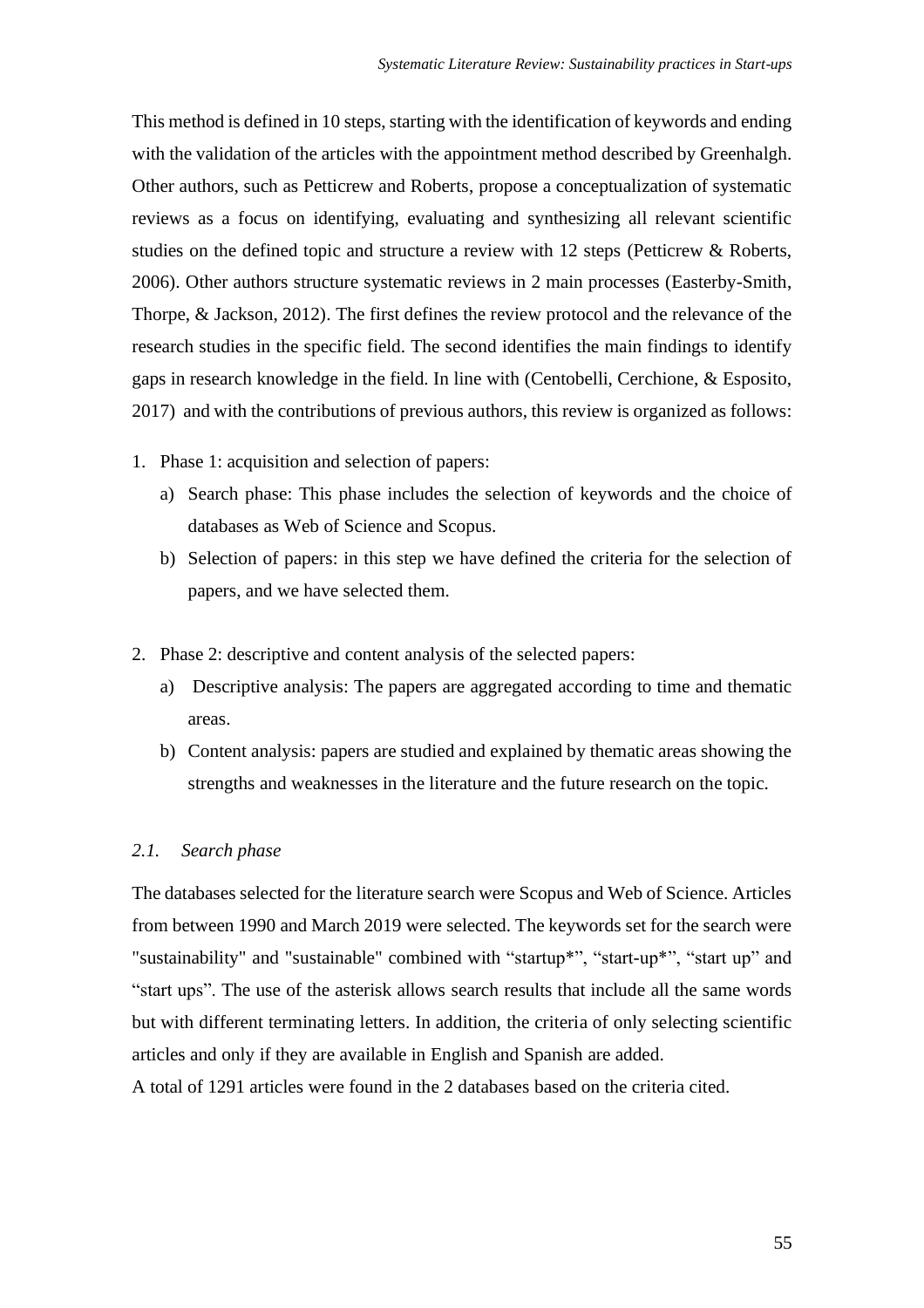This method is defined in 10 steps, starting with the identification of keywords and ending with the validation of the articles with the appointment method described by Greenhalgh. Other authors, such as Petticrew and Roberts, propose a conceptualization of systematic reviews as a focus on identifying, evaluating and synthesizing all relevant scientific studies on the defined topic and structure a review with 12 steps (Petticrew & Roberts, 2006). Other authors structure systematic reviews in 2 main processes (Easterby-Smith, Thorpe, & Jackson, 2012). The first defines the review protocol and the relevance of the research studies in the specific field. The second identifies the main findings to identify gaps in research knowledge in the field. In line with (Centobelli, Cerchione, & Esposito, 2017) and with the contributions of previous authors, this review is organized as follows:

1. Phase 1: acquisition and selection of papers:
   a) Search phase: This phase includes the selection of keywords and the choice of databases as Web of Science and Scopus.
   b) Selection of papers: in this step we have defined the criteria for the selection of papers, and we have selected them.

2. Phase 2: descriptive and content analysis of the selected papers:
   a) Descriptive analysis: The papers are aggregated according to time and thematic areas.
   b) Content analysis: papers are studied and explained by thematic areas showing the strengths and weaknesses in the literature and the future research on the topic.

### *2.1. Search phase*

The databases selected for the literature search were Scopus and Web of Science. Articles from between 1990 and March 2019 were selected. The keywords set for the search were "sustainability" and "sustainable" combined with “startup*”, “start-up*”, “start up” and “start ups”. The use of the asterisk allows search results that include all the same words but with different terminating letters. In addition, the criteria of only selecting scientific articles and only if they are available in English and Spanish are added.

A total of 1291 articles were found in the 2 databases based on the criteria cited.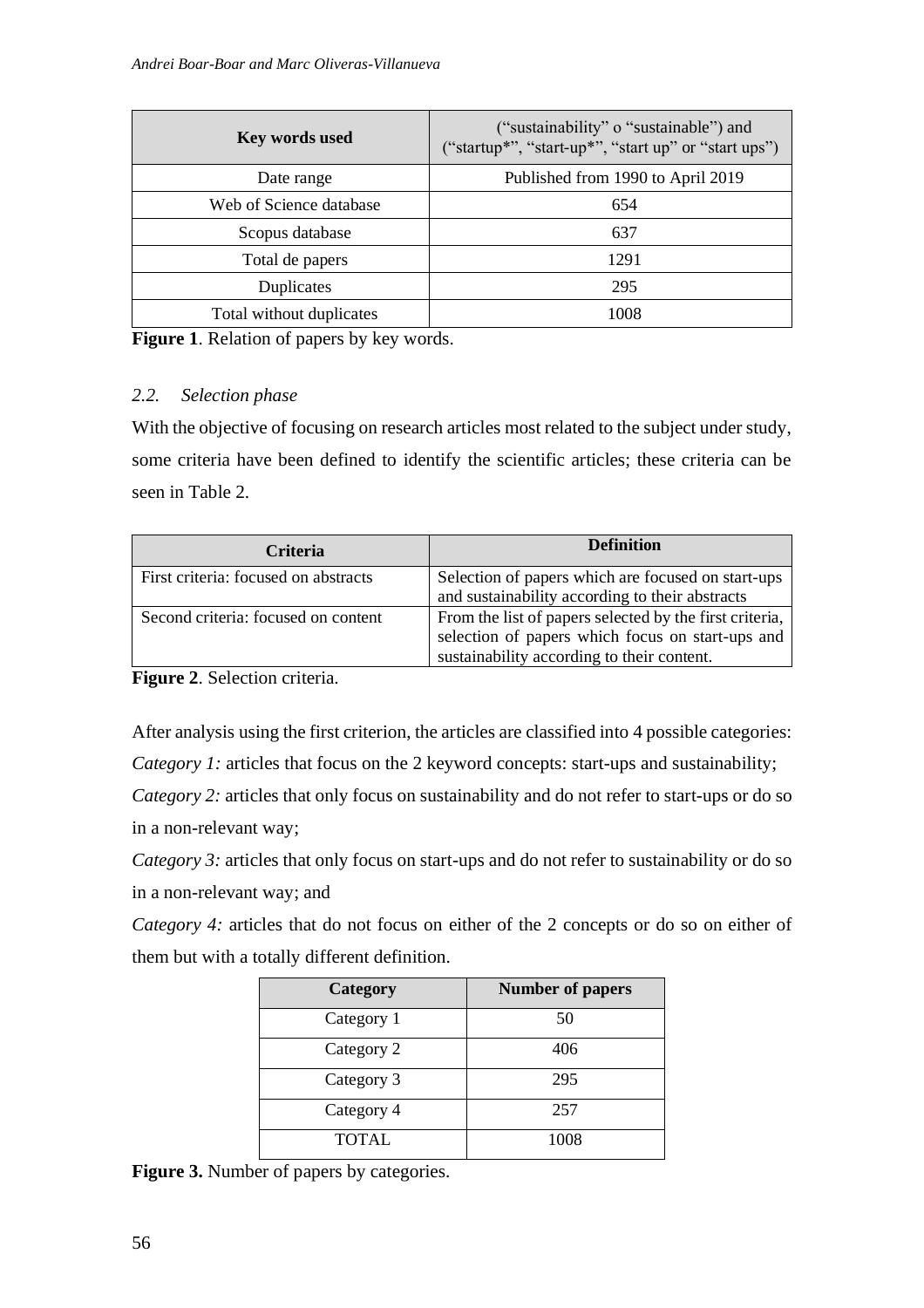| Key words used | ("sustainability" o "sustainable") and ("startup*", "start-up*", "start up" or "start ups") |
|---|---|
| Date range | Published from 1990 to April 2019 |
| Web of Science database | 654 |
| Scopus database | 637 |
| Total de papers | 1291 |
| Duplicates | 295 |
| Total without duplicates | 1008 |

**Figure 1**. Relation of papers by key words.

### *2.2. Selection phase*

With the objective of focusing on research articles most related to the subject under study, some criteria have been defined to identify the scientific articles; these criteria can be seen in Table 2.

| Criteria | Definition |
|---|---|
| First criteria: focused on abstracts | Selection of papers which are focused on start-ups and sustainability according to their abstracts |
| Second criteria: focused on content | From the list of papers selected by the first criteria, selection of papers which focus on start-ups and sustainability according to their content. |

**Figure 2**. Selection criteria.

After analysis using the first criterion, the articles are classified into 4 possible categories:

*Category 1:* articles that focus on the 2 keyword concepts: start-ups and sustainability;

*Category 2:* articles that only focus on sustainability and do not refer to start-ups or do so in a non-relevant way;

*Category 3:* articles that only focus on start-ups and do not refer to sustainability or do so in a non-relevant way; and

*Category 4:* articles that do not focus on either of the 2 concepts or do so on either of them but with a totally different definition.

| Category | Number of papers |
|---|---|
| Category 1 | 50 |
| Category 2 | 406 |
| Category 3 | 295 |
| Category 4 | 257 |
| TOTAL | 1008 |

**Figure 3.** Number of papers by categories.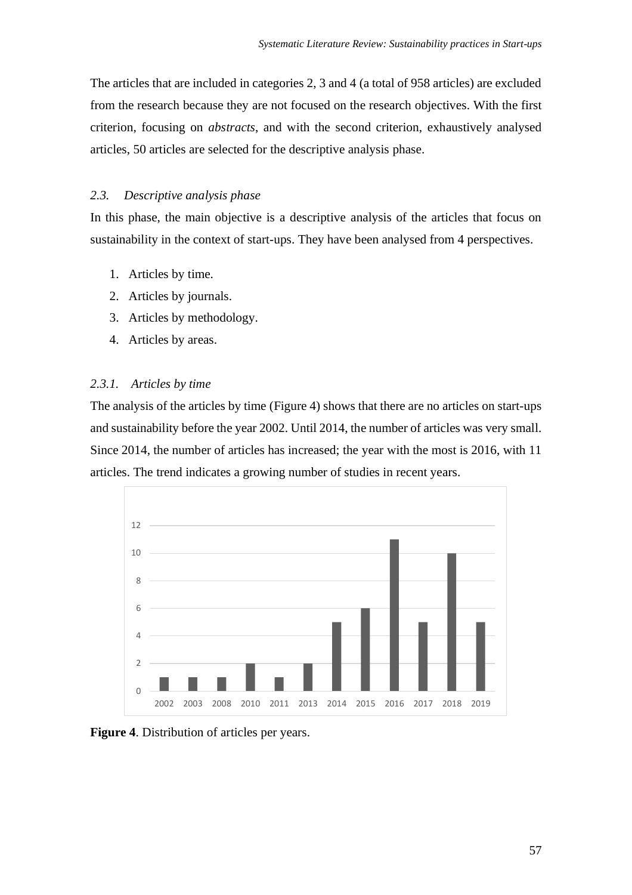The articles that are included in categories 2, 3 and 4 (a total of 958 articles) are excluded from the research because they are not focused on the research objectives. With the first criterion, focusing on *abstracts*, and with the second criterion, exhaustively analysed articles, 50 articles are selected for the descriptive analysis phase.

### *2.3. Descriptive analysis phase*

In this phase, the main objective is a descriptive analysis of the articles that focus on sustainability in the context of start-ups. They have been analysed from 4 perspectives.

1. Articles by time.
2. Articles by journals.
3. Articles by methodology.
4. Articles by areas.

#### *2.3.1. Articles by time*

The analysis of the articles by time (Figure 4) shows that there are no articles on start-ups and sustainability before the year 2002. Until 2014, the number of articles was very small. Since 2014, the number of articles has increased; the year with the most is 2016, with 11 articles. The trend indicates a growing number of studies in recent years.

| Year | Articles |
|---|---|
| 2002 | 1 |
| 2003 | 1 |
| 2008 | 1 |
| 2010 | 2 |
| 2011 | 1 |
| 2013 | 2 |
| 2014 | 5 |
| 2015 | 6 |
| 2016 | 11 |
| 2017 | 5 |
| 2018 | 10 |
| 2019 | 5 |

**Figure 4**. Distribution of articles per years.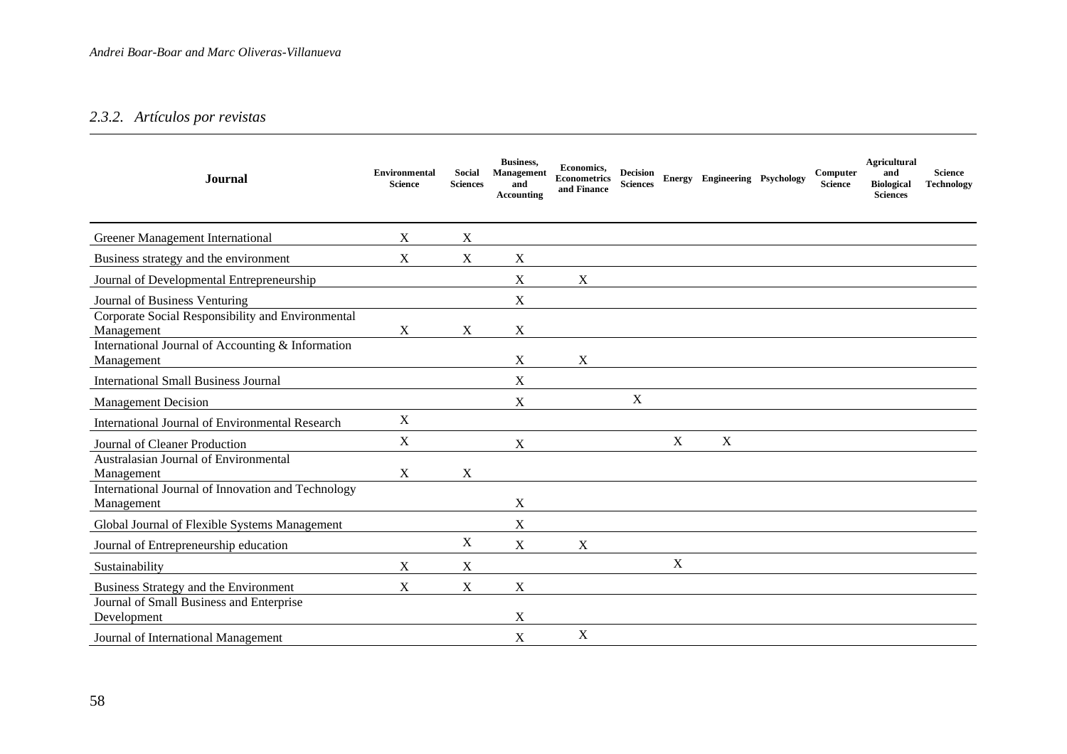### 2.3.2. *Artículos por revistas*

| Journal | Environmental Science | Social Sciences | Business, Management and Accounting | Economics, Econometrics and Finance | Decision Sciences | Energy | Engineering | Psychology | Computer Science | Agricultural and Biological Sciences | Science Technology |
|---|---|---|---|---|---|---|---|---|---|---|---|
| Greener Management International | X | X | | | | | | | | | |
| Business strategy and the environment | X | X | X | | | | | | | | |
| Journal of Developmental Entrepreneurship | | | X | X | | | | | | | |
| Journal of Business Venturing | | | X | | | | | | | | |
| Corporate Social Responsibility and Environmental Management | X | X | X | | | | | | | | |
| International Journal of Accounting & Information Management | | | X | X | | | | | | | |
| International Small Business Journal | | | X | | | | | | | | |
| Management Decision | | | X | | X | | | | | | |
| International Journal of Environmental Research | X | | | | | | | | | | |
| Journal of Cleaner Production | X | | X | | | X | X | | | | |
| Australasian Journal of Environmental Management | X | X | | | | | | | | | |
| International Journal of Innovation and Technology Management | | | X | | | | | | | | |
| Global Journal of Flexible Systems Management | | | X | | | | | | | | |
| Journal of Entrepreneurship education | | X | X | X | | | | | | | |
| Sustainability | X | X | | | | X | | | | | |
| Business Strategy and the Environment | X | X | X | | | | | | | | |
| Journal of Small Business and Enterprise Development | | | X | | | | | | | | |
| Journal of International Management | | | X | X | | | | | | | |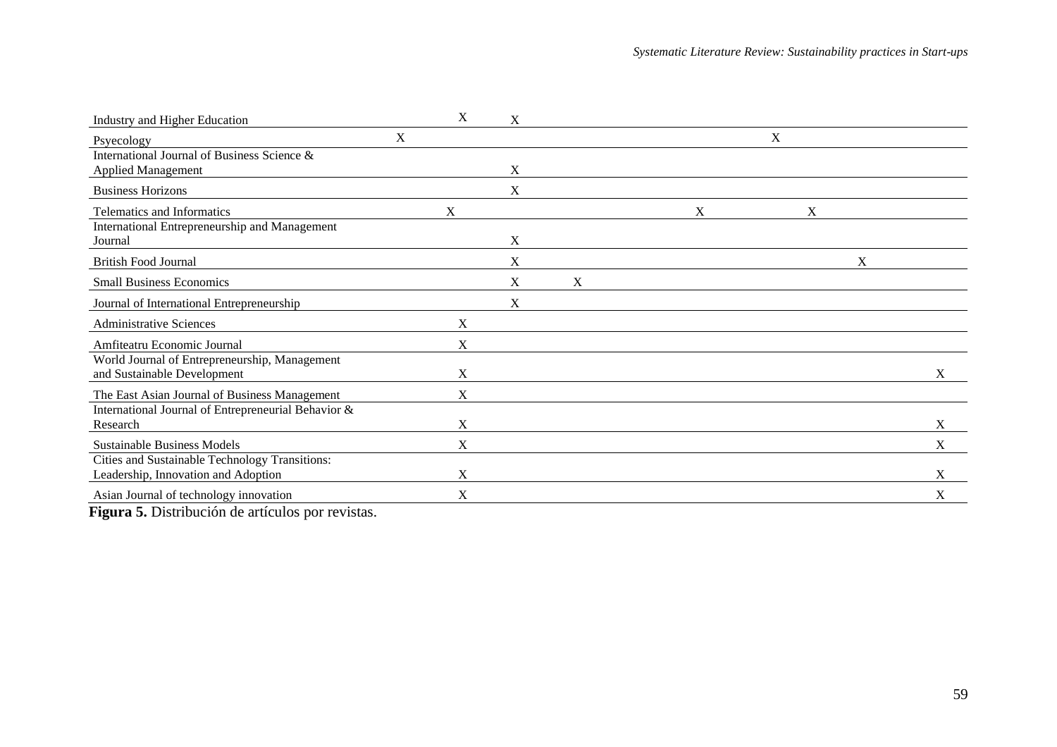| | | | | | | | | | |
|---|---|---|---|---|---|---|---|---|---|
| Industry and Higher Education | | X | X | | | | | | |
| Psyecology | X | | | | | X | | | |
| International Journal of Business Science & Applied Management | | | X | | | | | | |
| Business Horizons | | | X | | | | | | |
| Telematics and Informatics | | X | | | X | | X | | |
| International Entrepreneurship and Management Journal | | | X | | | | | | |
| British Food Journal | | | X | | | | | X | |
| Small Business Economics | | | X | X | | | | | |
| Journal of International Entrepreneurship | | | X | | | | | | |
| Administrative Sciences | | X | | | | | | | |
| Amfiteatru Economic Journal | | X | | | | | | | |
| World Journal of Entrepreneurship, Management and Sustainable Development | | X | | | | | | | X |
| The East Asian Journal of Business Management | | X | | | | | | | |
| International Journal of Entrepreneurial Behavior & Research | | X | | | | | | | X |
| Sustainable Business Models | | X | | | | | | | X |
| Cities and Sustainable Technology Transitions: Leadership, Innovation and Adoption | | X | | | | | | | X |
| Asian Journal of technology innovation | | X | | | | | | | X |

**Figura 5.** Distribución de artículos por revistas.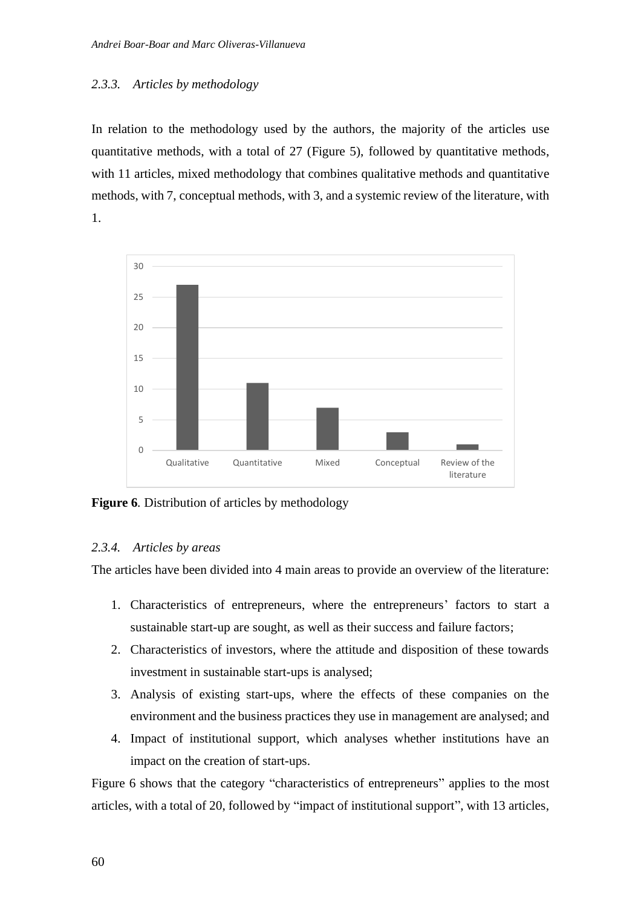### *2.3.3. Articles by methodology*

In relation to the methodology used by the authors, the majority of the articles use quantitative methods, with a total of 27 (Figure 5), followed by quantitative methods, with 11 articles, mixed methodology that combines qualitative methods and quantitative methods, with 7, conceptual methods, with 3, and a systemic review of the literature, with 1.

| Methodology | Articles |
|---|---|
| Qualitative | 27 |
| Quantitative | 11 |
| Mixed | 7 |
| Conceptual | 3 |
| Review of the literature | 1 |

**Figure 6**. Distribution of articles by methodology

### *2.3.4. Articles by areas*

The articles have been divided into 4 main areas to provide an overview of the literature:

1. Characteristics of entrepreneurs, where the entrepreneurs' factors to start a sustainable start-up are sought, as well as their success and failure factors;
2. Characteristics of investors, where the attitude and disposition of these towards investment in sustainable start-ups is analysed;
3. Analysis of existing start-ups, where the effects of these companies on the environment and the business practices they use in management are analysed; and
4. Impact of institutional support, which analyses whether institutions have an impact on the creation of start-ups.

Figure 6 shows that the category "characteristics of entrepreneurs" applies to the most articles, with a total of 20, followed by "impact of institutional support", with 13 articles,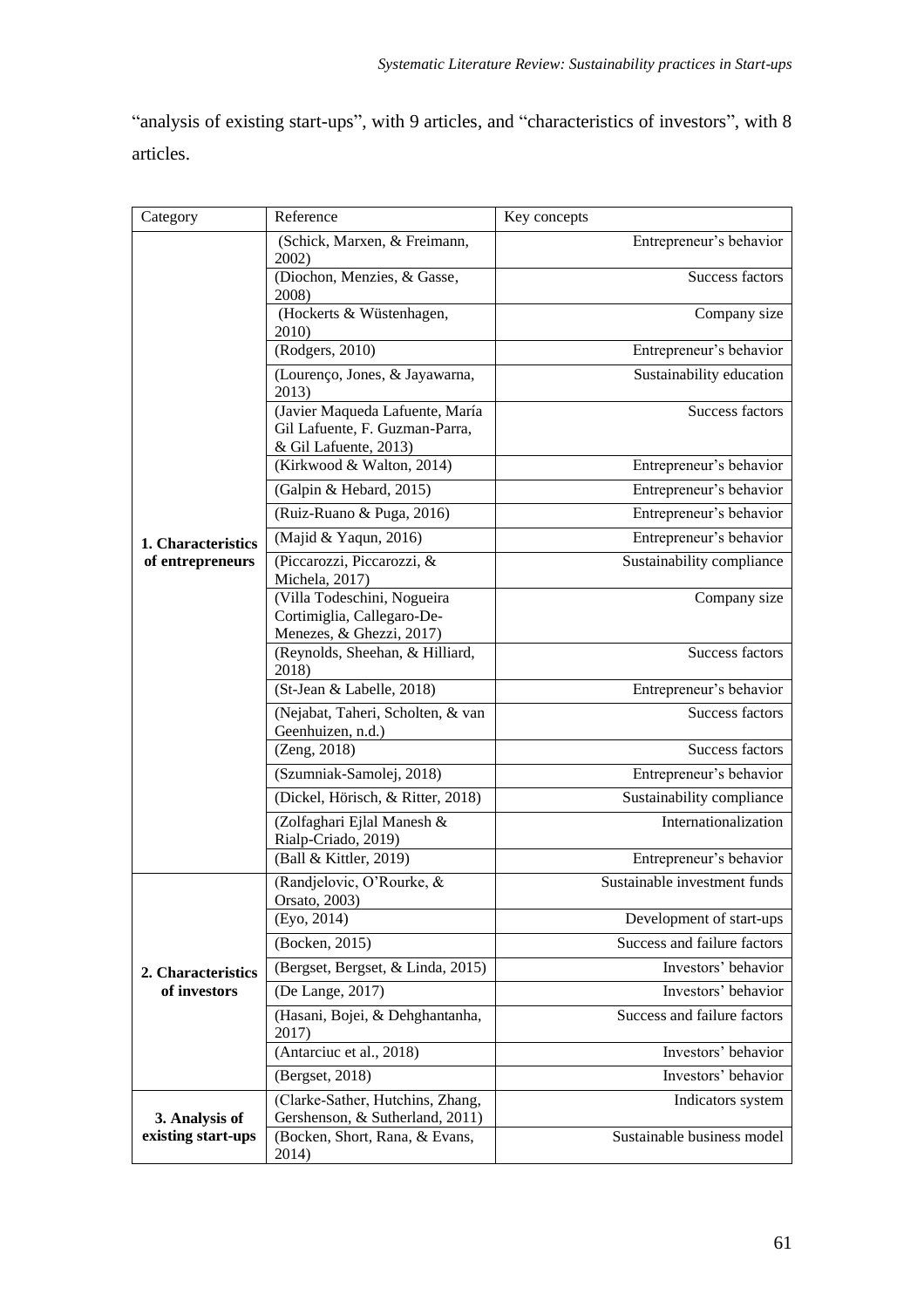“analysis of existing start-ups”, with 9 articles, and “characteristics of investors”, with 8 articles.

| Category | Reference | Key concepts |
|---|---|---|
| **1. Characteristics of entrepreneurs** | (Schick, Marxen, & Freimann, 2002) | Entrepreneur’s behavior |
| | (Diochon, Menzies, & Gasse, 2008) | Success factors |
| | (Hockerts & Wüstenhagen, 2010) | Company size |
| | (Rodgers, 2010) | Entrepreneur’s behavior |
| | (Lourenço, Jones, & Jayawarna, 2013) | Sustainability education |
| | (Javier Maqueda Lafuente, María Gil Lafuente, F. Guzman-Parra, & Gil Lafuente, 2013) | Success factors |
| | (Kirkwood & Walton, 2014) | Entrepreneur’s behavior |
| | (Galpin & Hebard, 2015) | Entrepreneur’s behavior |
| | (Ruiz-Ruano & Puga, 2016) | Entrepreneur’s behavior |
| | (Majid & Yaqun, 2016) | Entrepreneur’s behavior |
| | (Piccarozzi, Piccarozzi, & Michela, 2017) | Sustainability compliance |
| | (Villa Todeschini, Nogueira Cortimiglia, Callegaro-De-Menezes, & Ghezzi, 2017) | Company size |
| | (Reynolds, Sheehan, & Hilliard, 2018) | Success factors |
| | (St-Jean & Labelle, 2018) | Entrepreneur’s behavior |
| | (Nejabat, Taheri, Scholten, & van Geenhuizen, n.d.) | Success factors |
| | (Zeng, 2018) | Success factors |
| | (Szumniak-Samolej, 2018) | Entrepreneur’s behavior |
| | (Dickel, Hörisch, & Ritter, 2018) | Sustainability compliance |
| | (Zolfaghari Ejlal Manesh & Rialp-Criado, 2019) | Internationalization |
| | (Ball & Kittler, 2019) | Entrepreneur’s behavior |
| **2. Characteristics of investors** | (Randjelovic, O’Rourke, & Orsato, 2003) | Sustainable investment funds |
| | (Eyo, 2014) | Development of start-ups |
| | (Bocken, 2015) | Success and failure factors |
| | (Bergset, Bergset, & Linda, 2015) | Investors’ behavior |
| | (De Lange, 2017) | Investors’ behavior |
| | (Hasani, Bojei, & Dehghantanha, 2017) | Success and failure factors |
| | (Antarciuc et al., 2018) | Investors’ behavior |
| | (Bergset, 2018) | Investors’ behavior |
| **3. Analysis of existing start-ups** | (Clarke-Sather, Hutchins, Zhang, Gershenson, & Sutherland, 2011) | Indicators system |
| | (Bocken, Short, Rana, & Evans, 2014) | Sustainable business model |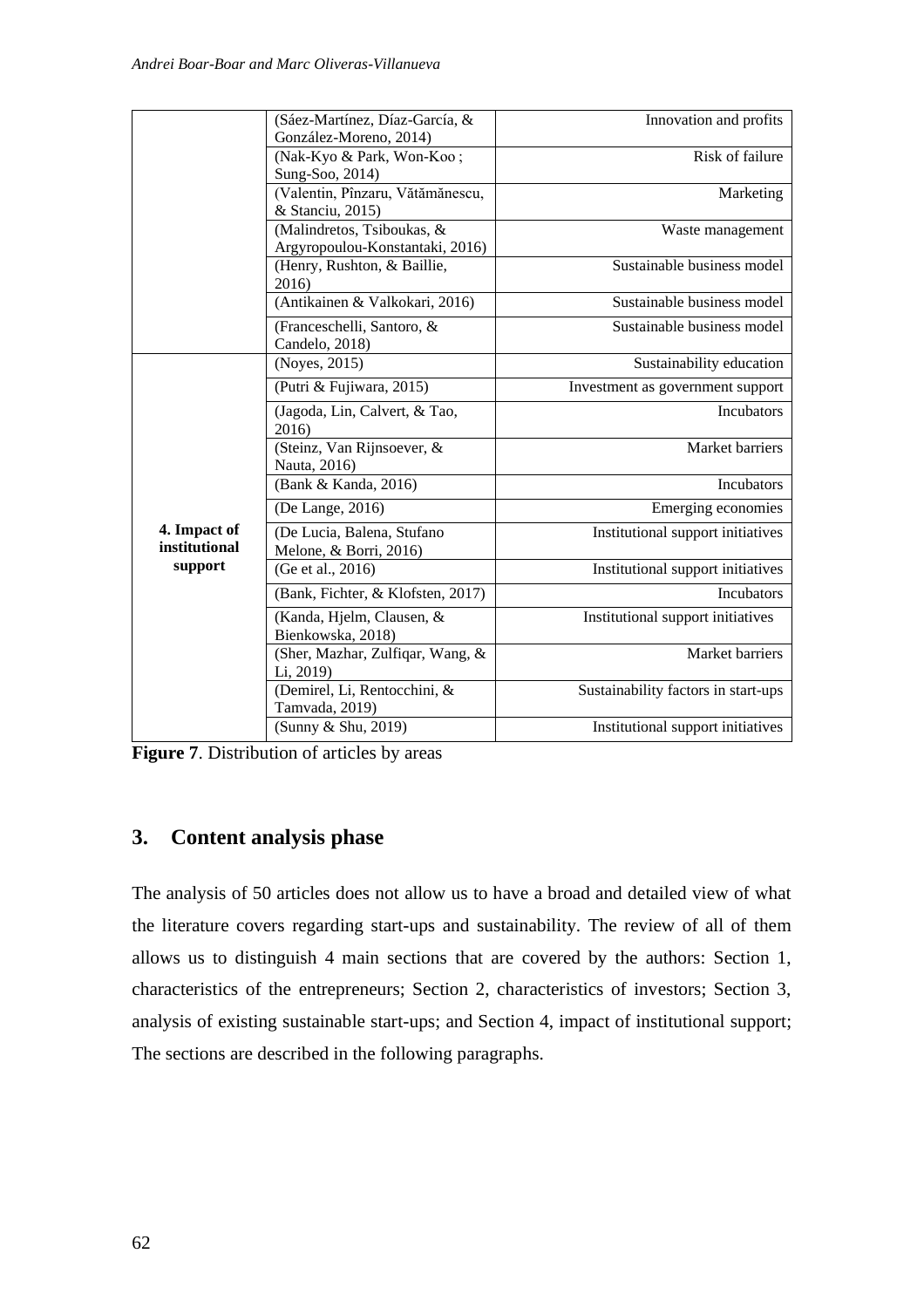|  |  |  |
|---|---|---|
|  | (Sáez-Martínez, Díaz-García, & González-Moreno, 2014) | Innovation and profits |
|  | (Nak-Kyo & Park, Won-Koo ; Sung-Soo, 2014) | Risk of failure |
|  | (Valentin, Pînzaru, Vătămănescu, & Stanciu, 2015) | Marketing |
|  | (Malindretos, Tsiboukas, & Argyropoulou-Konstantaki, 2016) | Waste management |
|  | (Henry, Rushton, & Baillie, 2016) | Sustainable business model |
|  | (Antikainen & Valkokari, 2016) | Sustainable business model |
|  | (Franceschelli, Santoro, & Candelo, 2018) | Sustainable business model |
| **4. Impact of institutional support** | (Noyes, 2015) | Sustainability education |
|  | (Putri & Fujiwara, 2015) | Investment as government support |
|  | (Jagoda, Lin, Calvert, & Tao, 2016) | Incubators |
|  | (Steinz, Van Rijnsoever, & Nauta, 2016) | Market barriers |
|  | (Bank & Kanda, 2016) | Incubators |
|  | (De Lange, 2016) | Emerging economies |
|  | (De Lucia, Balena, Stufano Melone, & Borri, 2016) | Institutional support initiatives |
|  | (Ge et al., 2016) | Institutional support initiatives |
|  | (Bank, Fichter, & Klofsten, 2017) | Incubators |
|  | (Kanda, Hjelm, Clausen, & Bienkowska, 2018) | Institutional support initiatives |
|  | (Sher, Mazhar, Zulfiqar, Wang, & Li, 2019) | Market barriers |
|  | (Demirel, Li, Rentocchini, & Tamvada, 2019) | Sustainability factors in start-ups |
|  | (Sunny & Shu, 2019) | Institutional support initiatives |

**Figure 7**. Distribution of articles by areas

## 3. Content analysis phase

The analysis of 50 articles does not allow us to have a broad and detailed view of what the literature covers regarding start-ups and sustainability. The review of all of them allows us to distinguish 4 main sections that are covered by the authors: Section 1, characteristics of the entrepreneurs; Section 2, characteristics of investors; Section 3, analysis of existing sustainable start-ups; and Section 4, impact of institutional support; The sections are described in the following paragraphs.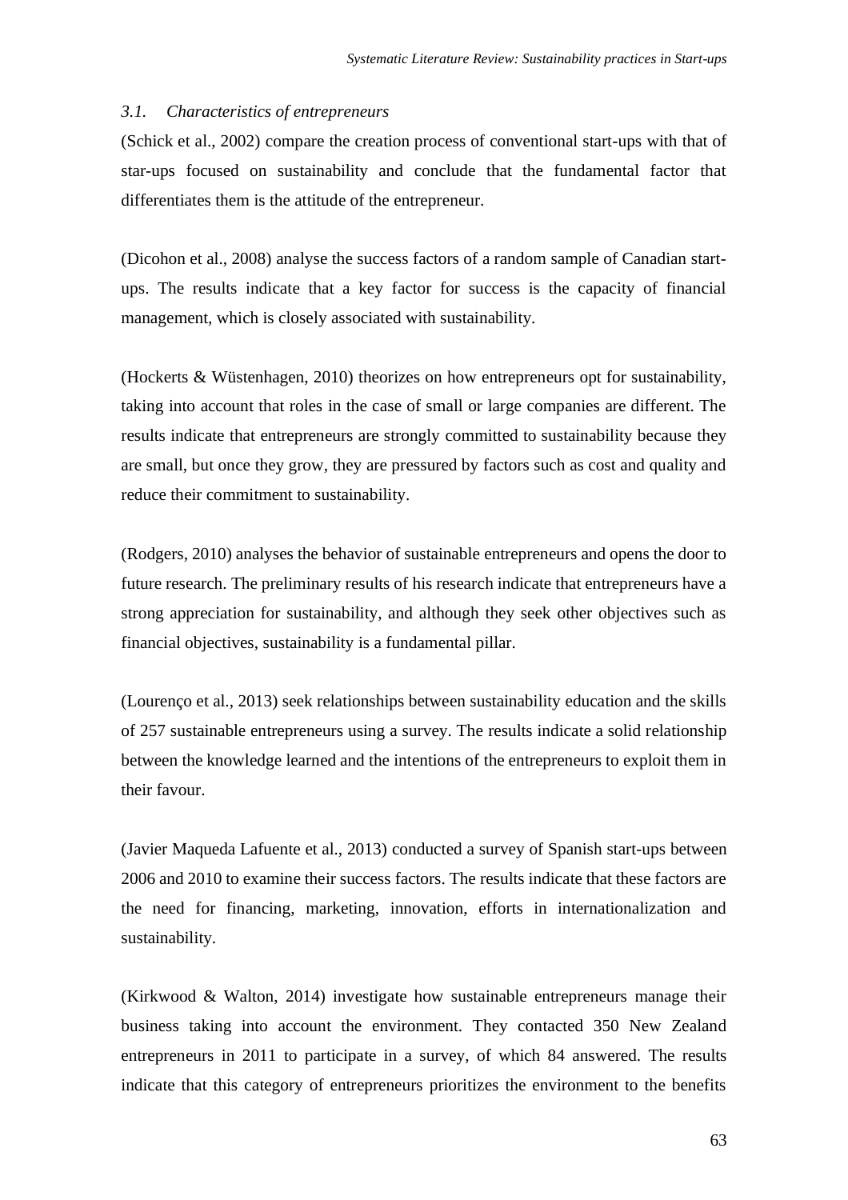### *3.1. Characteristics of entrepreneurs*

(Schick et al., 2002) compare the creation process of conventional start-ups with that of star-ups focused on sustainability and conclude that the fundamental factor that differentiates them is the attitude of the entrepreneur.

(Dicohon et al., 2008) analyse the success factors of a random sample of Canadian start-ups. The results indicate that a key factor for success is the capacity of financial management, which is closely associated with sustainability.

(Hockerts & Wüstenhagen, 2010) theorizes on how entrepreneurs opt for sustainability, taking into account that roles in the case of small or large companies are different. The results indicate that entrepreneurs are strongly committed to sustainability because they are small, but once they grow, they are pressured by factors such as cost and quality and reduce their commitment to sustainability.

(Rodgers, 2010) analyses the behavior of sustainable entrepreneurs and opens the door to future research. The preliminary results of his research indicate that entrepreneurs have a strong appreciation for sustainability, and although they seek other objectives such as financial objectives, sustainability is a fundamental pillar.

(Lourenço et al., 2013) seek relationships between sustainability education and the skills of 257 sustainable entrepreneurs using a survey. The results indicate a solid relationship between the knowledge learned and the intentions of the entrepreneurs to exploit them in their favour.

(Javier Maqueda Lafuente et al., 2013) conducted a survey of Spanish start-ups between 2006 and 2010 to examine their success factors. The results indicate that these factors are the need for financing, marketing, innovation, efforts in internationalization and sustainability.

(Kirkwood & Walton, 2014) investigate how sustainable entrepreneurs manage their business taking into account the environment. They contacted 350 New Zealand entrepreneurs in 2011 to participate in a survey, of which 84 answered. The results indicate that this category of entrepreneurs prioritizes the environment to the benefits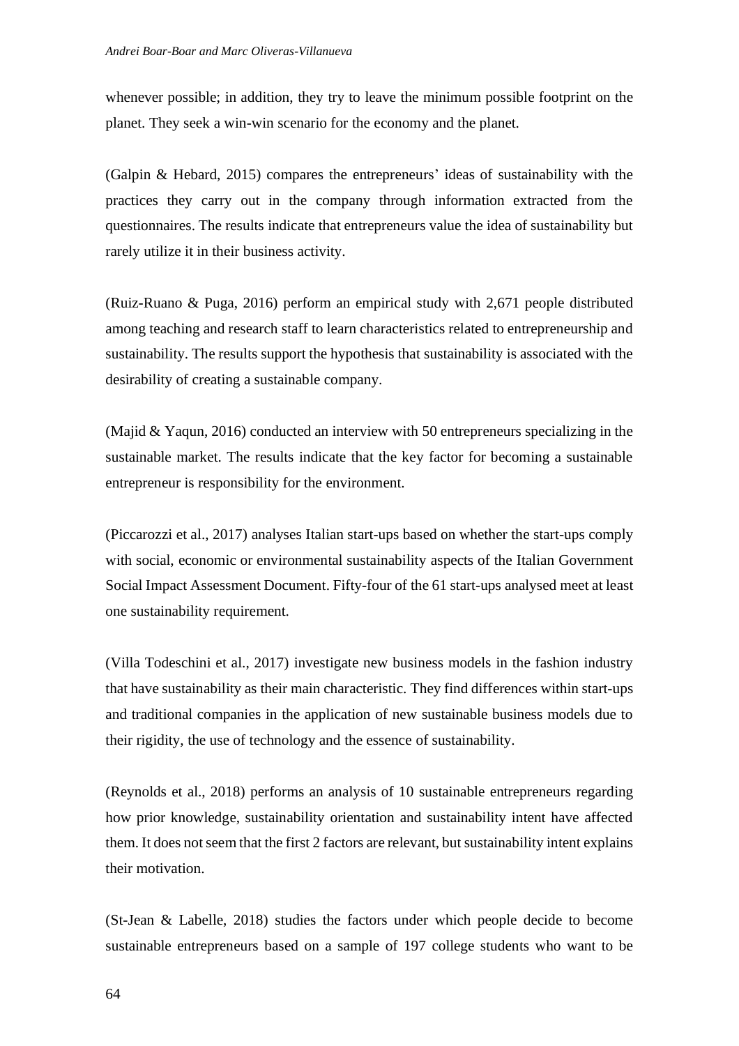whenever possible; in addition, they try to leave the minimum possible footprint on the planet. They seek a win-win scenario for the economy and the planet.

(Galpin & Hebard, 2015) compares the entrepreneurs' ideas of sustainability with the practices they carry out in the company through information extracted from the questionnaires. The results indicate that entrepreneurs value the idea of sustainability but rarely utilize it in their business activity.

(Ruiz-Ruano & Puga, 2016) perform an empirical study with 2,671 people distributed among teaching and research staff to learn characteristics related to entrepreneurship and sustainability. The results support the hypothesis that sustainability is associated with the desirability of creating a sustainable company.

(Majid & Yaqun, 2016) conducted an interview with 50 entrepreneurs specializing in the sustainable market. The results indicate that the key factor for becoming a sustainable entrepreneur is responsibility for the environment.

(Piccarozzi et al., 2017) analyses Italian start-ups based on whether the start-ups comply with social, economic or environmental sustainability aspects of the Italian Government Social Impact Assessment Document. Fifty-four of the 61 start-ups analysed meet at least one sustainability requirement.

(Villa Todeschini et al., 2017) investigate new business models in the fashion industry that have sustainability as their main characteristic. They find differences within start-ups and traditional companies in the application of new sustainable business models due to their rigidity, the use of technology and the essence of sustainability.

(Reynolds et al., 2018) performs an analysis of 10 sustainable entrepreneurs regarding how prior knowledge, sustainability orientation and sustainability intent have affected them. It does not seem that the first 2 factors are relevant, but sustainability intent explains their motivation.

(St-Jean & Labelle, 2018) studies the factors under which people decide to become sustainable entrepreneurs based on a sample of 197 college students who want to be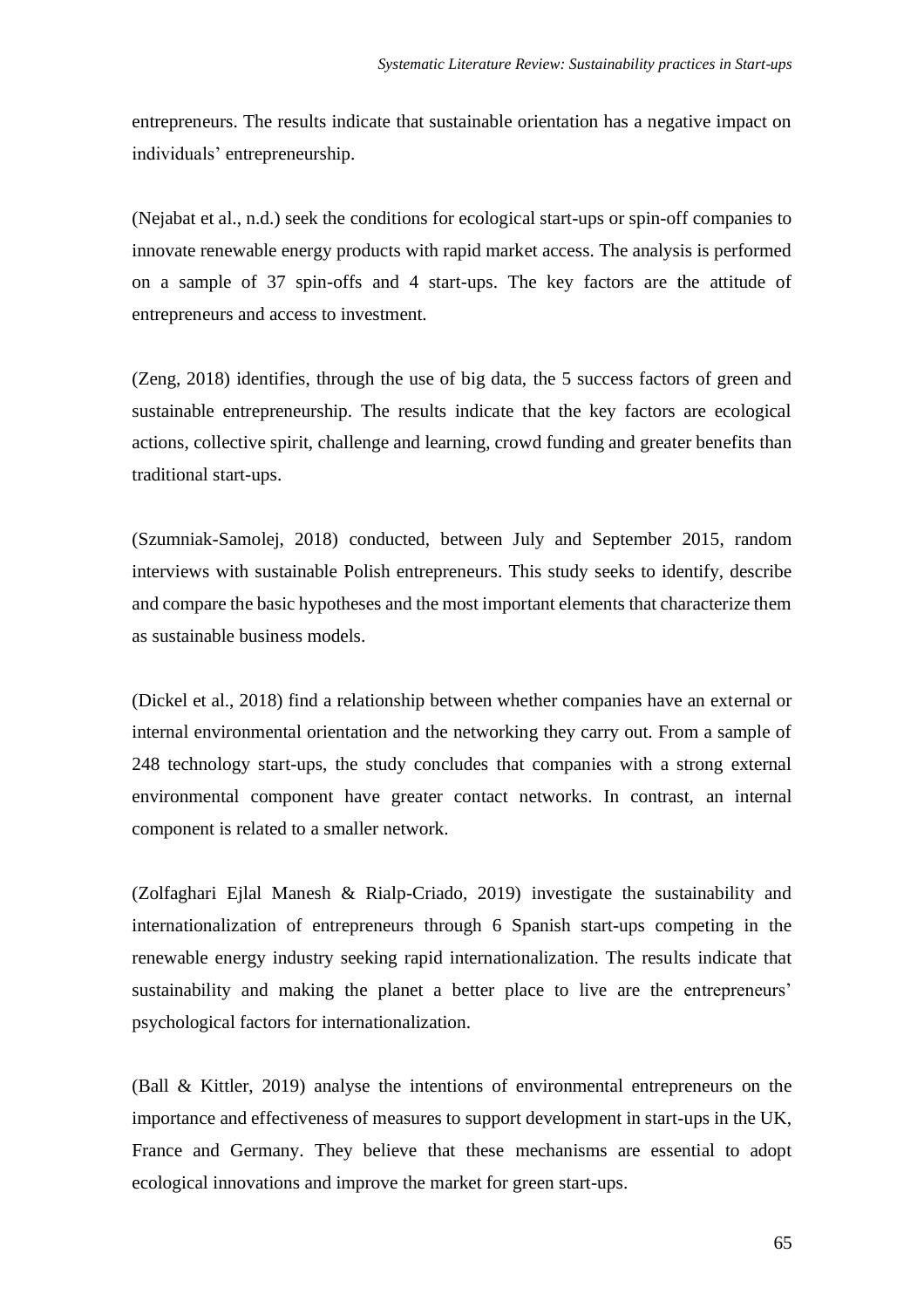entrepreneurs. The results indicate that sustainable orientation has a negative impact on individuals' entrepreneurship.

(Nejabat et al., n.d.) seek the conditions for ecological start-ups or spin-off companies to innovate renewable energy products with rapid market access. The analysis is performed on a sample of 37 spin-offs and 4 start-ups. The key factors are the attitude of entrepreneurs and access to investment.

(Zeng, 2018) identifies, through the use of big data, the 5 success factors of green and sustainable entrepreneurship. The results indicate that the key factors are ecological actions, collective spirit, challenge and learning, crowd funding and greater benefits than traditional start-ups.

(Szumniak-Samolej, 2018) conducted, between July and September 2015, random interviews with sustainable Polish entrepreneurs. This study seeks to identify, describe and compare the basic hypotheses and the most important elements that characterize them as sustainable business models.

(Dickel et al., 2018) find a relationship between whether companies have an external or internal environmental orientation and the networking they carry out. From a sample of 248 technology start-ups, the study concludes that companies with a strong external environmental component have greater contact networks. In contrast, an internal component is related to a smaller network.

(Zolfaghari Ejlal Manesh & Rialp-Criado, 2019) investigate the sustainability and internationalization of entrepreneurs through 6 Spanish start-ups competing in the renewable energy industry seeking rapid internationalization. The results indicate that sustainability and making the planet a better place to live are the entrepreneurs' psychological factors for internationalization.

(Ball & Kittler, 2019) analyse the intentions of environmental entrepreneurs on the importance and effectiveness of measures to support development in start-ups in the UK, France and Germany. They believe that these mechanisms are essential to adopt ecological innovations and improve the market for green start-ups.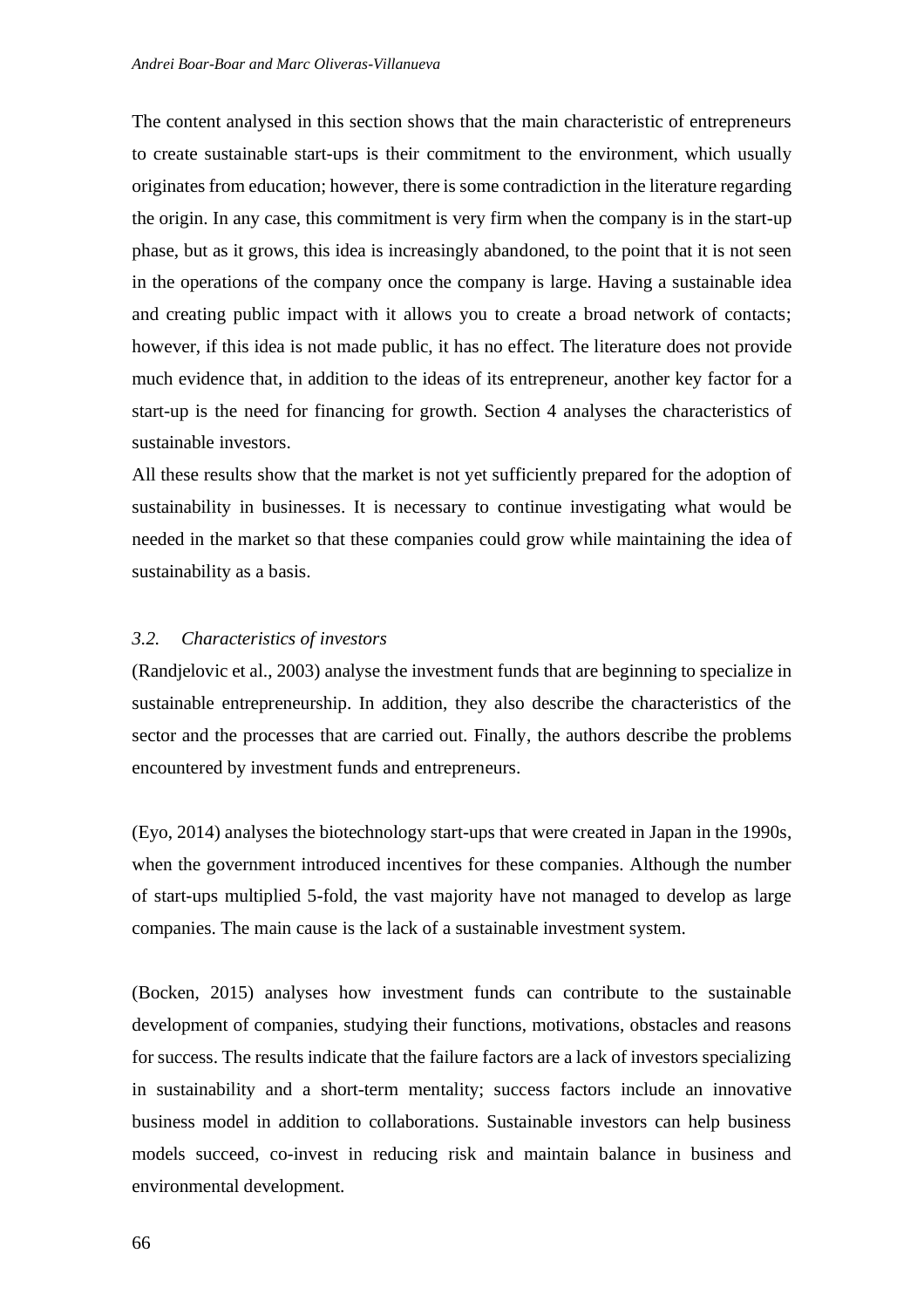The content analysed in this section shows that the main characteristic of entrepreneurs to create sustainable start-ups is their commitment to the environment, which usually originates from education; however, there is some contradiction in the literature regarding the origin. In any case, this commitment is very firm when the company is in the start-up phase, but as it grows, this idea is increasingly abandoned, to the point that it is not seen in the operations of the company once the company is large. Having a sustainable idea and creating public impact with it allows you to create a broad network of contacts; however, if this idea is not made public, it has no effect. The literature does not provide much evidence that, in addition to the ideas of its entrepreneur, another key factor for a start-up is the need for financing for growth. Section 4 analyses the characteristics of sustainable investors.

All these results show that the market is not yet sufficiently prepared for the adoption of sustainability in businesses. It is necessary to continue investigating what would be needed in the market so that these companies could grow while maintaining the idea of sustainability as a basis.

### *3.2. Characteristics of investors*

(Randjelovic et al., 2003) analyse the investment funds that are beginning to specialize in sustainable entrepreneurship. In addition, they also describe the characteristics of the sector and the processes that are carried out. Finally, the authors describe the problems encountered by investment funds and entrepreneurs.

(Eyo, 2014) analyses the biotechnology start-ups that were created in Japan in the 1990s, when the government introduced incentives for these companies. Although the number of start-ups multiplied 5-fold, the vast majority have not managed to develop as large companies. The main cause is the lack of a sustainable investment system.

(Bocken, 2015) analyses how investment funds can contribute to the sustainable development of companies, studying their functions, motivations, obstacles and reasons for success. The results indicate that the failure factors are a lack of investors specializing in sustainability and a short-term mentality; success factors include an innovative business model in addition to collaborations. Sustainable investors can help business models succeed, co-invest in reducing risk and maintain balance in business and environmental development.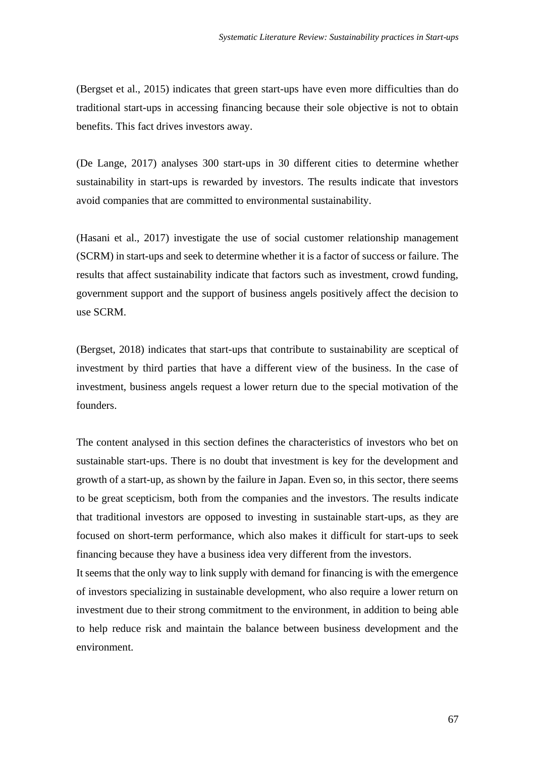(Bergset et al., 2015) indicates that green start-ups have even more difficulties than do traditional start-ups in accessing financing because their sole objective is not to obtain benefits. This fact drives investors away.

(De Lange, 2017) analyses 300 start-ups in 30 different cities to determine whether sustainability in start-ups is rewarded by investors. The results indicate that investors avoid companies that are committed to environmental sustainability.

(Hasani et al., 2017) investigate the use of social customer relationship management (SCRM) in start-ups and seek to determine whether it is a factor of success or failure. The results that affect sustainability indicate that factors such as investment, crowd funding, government support and the support of business angels positively affect the decision to use SCRM.

(Bergset, 2018) indicates that start-ups that contribute to sustainability are sceptical of investment by third parties that have a different view of the business. In the case of investment, business angels request a lower return due to the special motivation of the founders.

The content analysed in this section defines the characteristics of investors who bet on sustainable start-ups. There is no doubt that investment is key for the development and growth of a start-up, as shown by the failure in Japan. Even so, in this sector, there seems to be great scepticism, both from the companies and the investors. The results indicate that traditional investors are opposed to investing in sustainable start-ups, as they are focused on short-term performance, which also makes it difficult for start-ups to seek financing because they have a business idea very different from the investors.
It seems that the only way to link supply with demand for financing is with the emergence of investors specializing in sustainable development, who also require a lower return on investment due to their strong commitment to the environment, in addition to being able to help reduce risk and maintain the balance between business development and the environment.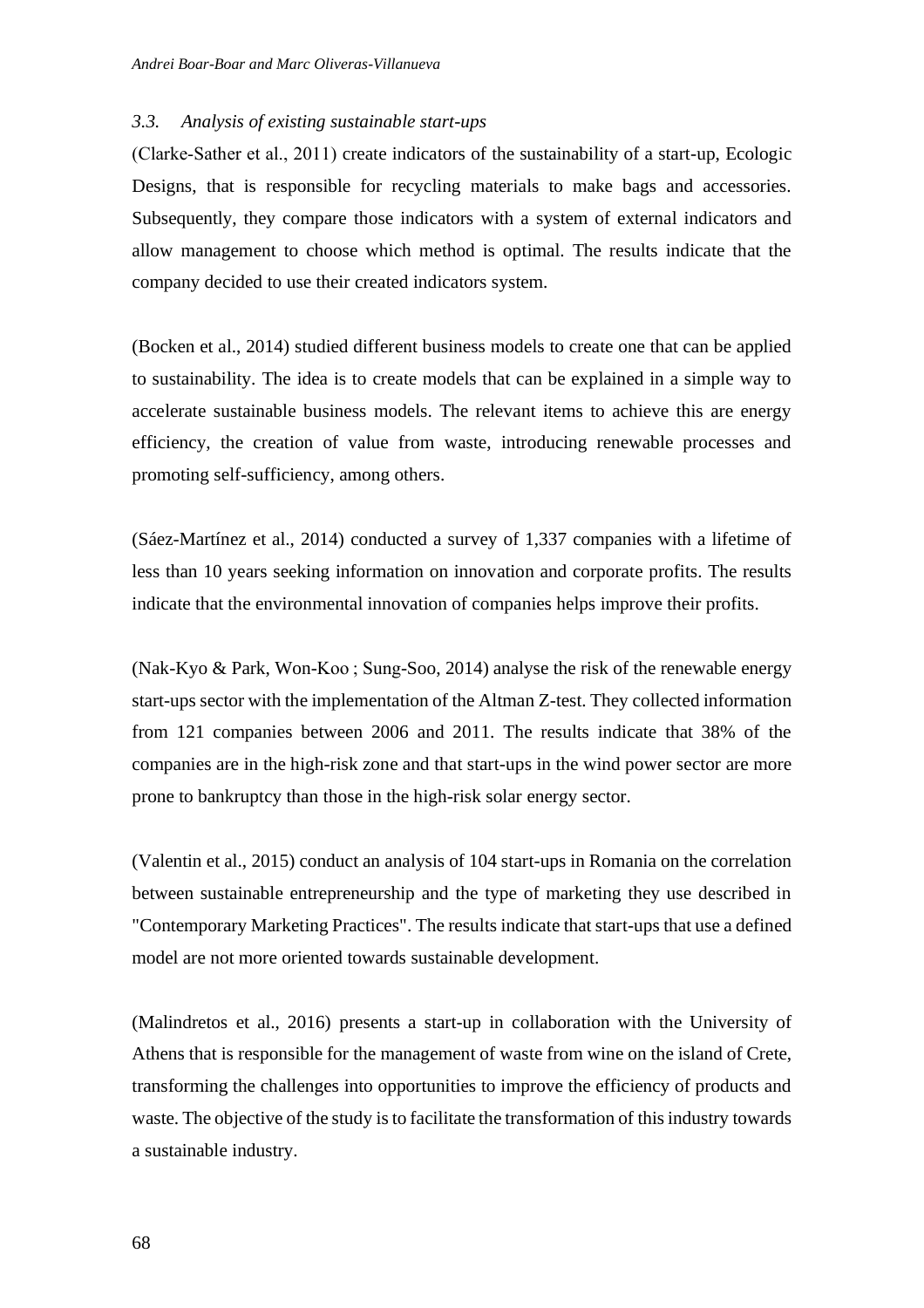### 3.3. *Analysis of existing sustainable start-ups*

(Clarke-Sather et al., 2011) create indicators of the sustainability of a start-up, Ecologic Designs, that is responsible for recycling materials to make bags and accessories. Subsequently, they compare those indicators with a system of external indicators and allow management to choose which method is optimal. The results indicate that the company decided to use their created indicators system.

(Bocken et al., 2014) studied different business models to create one that can be applied to sustainability. The idea is to create models that can be explained in a simple way to accelerate sustainable business models. The relevant items to achieve this are energy efficiency, the creation of value from waste, introducing renewable processes and promoting self-sufficiency, among others.

(Sáez-Martínez et al., 2014) conducted a survey of 1,337 companies with a lifetime of less than 10 years seeking information on innovation and corporate profits. The results indicate that the environmental innovation of companies helps improve their profits.

(Nak-Kyo & Park, Won-Koo ; Sung-Soo, 2014) analyse the risk of the renewable energy start-ups sector with the implementation of the Altman Z-test. They collected information from 121 companies between 2006 and 2011. The results indicate that 38% of the companies are in the high-risk zone and that start-ups in the wind power sector are more prone to bankruptcy than those in the high-risk solar energy sector.

(Valentin et al., 2015) conduct an analysis of 104 start-ups in Romania on the correlation between sustainable entrepreneurship and the type of marketing they use described in "Contemporary Marketing Practices". The results indicate that start-ups that use a defined model are not more oriented towards sustainable development.

(Malindretos et al., 2016) presents a start-up in collaboration with the University of Athens that is responsible for the management of waste from wine on the island of Crete, transforming the challenges into opportunities to improve the efficiency of products and waste. The objective of the study is to facilitate the transformation of this industry towards a sustainable industry.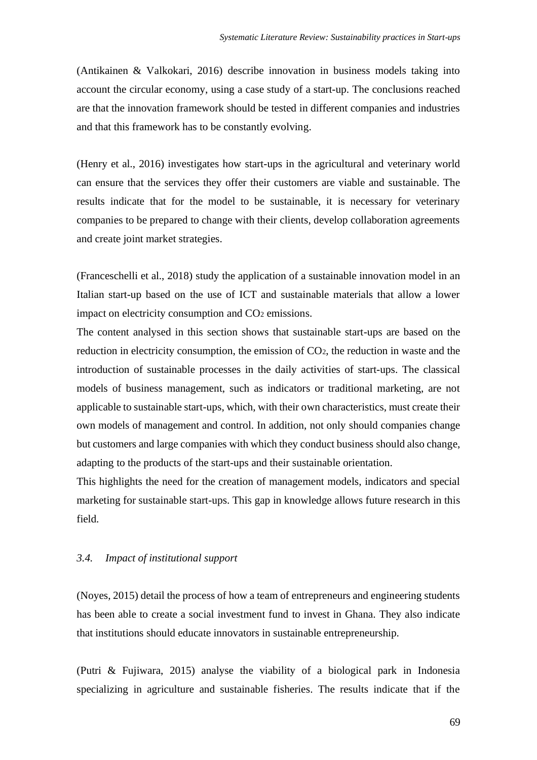(Antikainen & Valkokari, 2016) describe innovation in business models taking into account the circular economy, using a case study of a start-up. The conclusions reached are that the innovation framework should be tested in different companies and industries and that this framework has to be constantly evolving.

(Henry et al., 2016) investigates how start-ups in the agricultural and veterinary world can ensure that the services they offer their customers are viable and sustainable. The results indicate that for the model to be sustainable, it is necessary for veterinary companies to be prepared to change with their clients, develop collaboration agreements and create joint market strategies.

(Franceschelli et al., 2018) study the application of a sustainable innovation model in an Italian start-up based on the use of ICT and sustainable materials that allow a lower impact on electricity consumption and $CO_2$ emissions.

The content analysed in this section shows that sustainable start-ups are based on the reduction in electricity consumption, the emission of $CO_2$, the reduction in waste and the introduction of sustainable processes in the daily activities of start-ups. The classical models of business management, such as indicators or traditional marketing, are not applicable to sustainable start-ups, which, with their own characteristics, must create their own models of management and control. In addition, not only should companies change but customers and large companies with which they conduct business should also change, adapting to the products of the start-ups and their sustainable orientation.

This highlights the need for the creation of management models, indicators and special marketing for sustainable start-ups. This gap in knowledge allows future research in this field.

### *3.4. Impact of institutional support*

(Noyes, 2015) detail the process of how a team of entrepreneurs and engineering students has been able to create a social investment fund to invest in Ghana. They also indicate that institutions should educate innovators in sustainable entrepreneurship.

(Putri & Fujiwara, 2015) analyse the viability of a biological park in Indonesia specializing in agriculture and sustainable fisheries. The results indicate that if the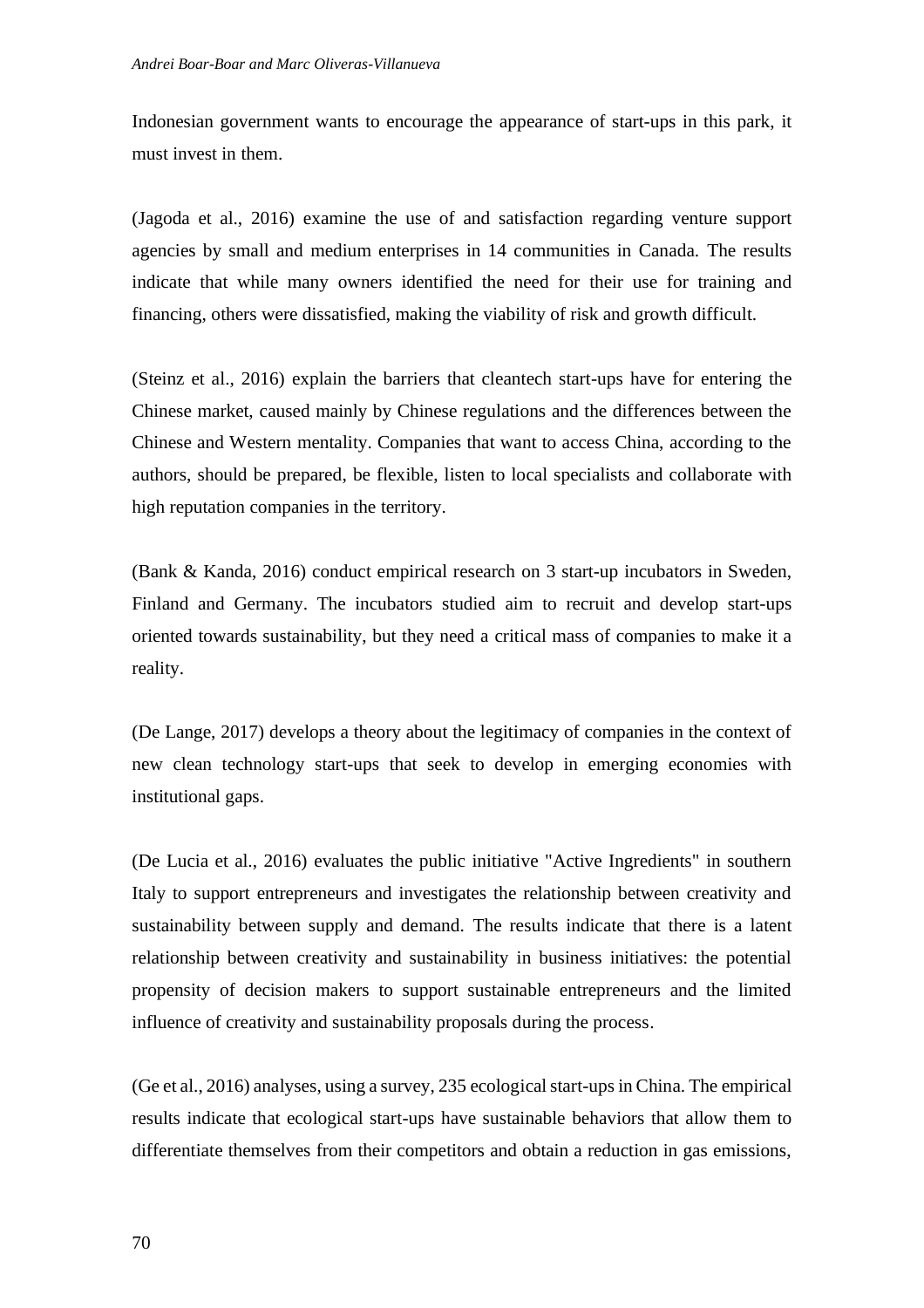Indonesian government wants to encourage the appearance of start-ups in this park, it must invest in them.

(Jagoda et al., 2016) examine the use of and satisfaction regarding venture support agencies by small and medium enterprises in 14 communities in Canada. The results indicate that while many owners identified the need for their use for training and financing, others were dissatisfied, making the viability of risk and growth difficult.

(Steinz et al., 2016) explain the barriers that cleantech start-ups have for entering the Chinese market, caused mainly by Chinese regulations and the differences between the Chinese and Western mentality. Companies that want to access China, according to the authors, should be prepared, be flexible, listen to local specialists and collaborate with high reputation companies in the territory.

(Bank & Kanda, 2016) conduct empirical research on 3 start-up incubators in Sweden, Finland and Germany. The incubators studied aim to recruit and develop start-ups oriented towards sustainability, but they need a critical mass of companies to make it a reality.

(De Lange, 2017) develops a theory about the legitimacy of companies in the context of new clean technology start-ups that seek to develop in emerging economies with institutional gaps.

(De Lucia et al., 2016) evaluates the public initiative "Active Ingredients" in southern Italy to support entrepreneurs and investigates the relationship between creativity and sustainability between supply and demand. The results indicate that there is a latent relationship between creativity and sustainability in business initiatives: the potential propensity of decision makers to support sustainable entrepreneurs and the limited influence of creativity and sustainability proposals during the process.

(Ge et al., 2016) analyses, using a survey, 235 ecological start-ups in China. The empirical results indicate that ecological start-ups have sustainable behaviors that allow them to differentiate themselves from their competitors and obtain a reduction in gas emissions,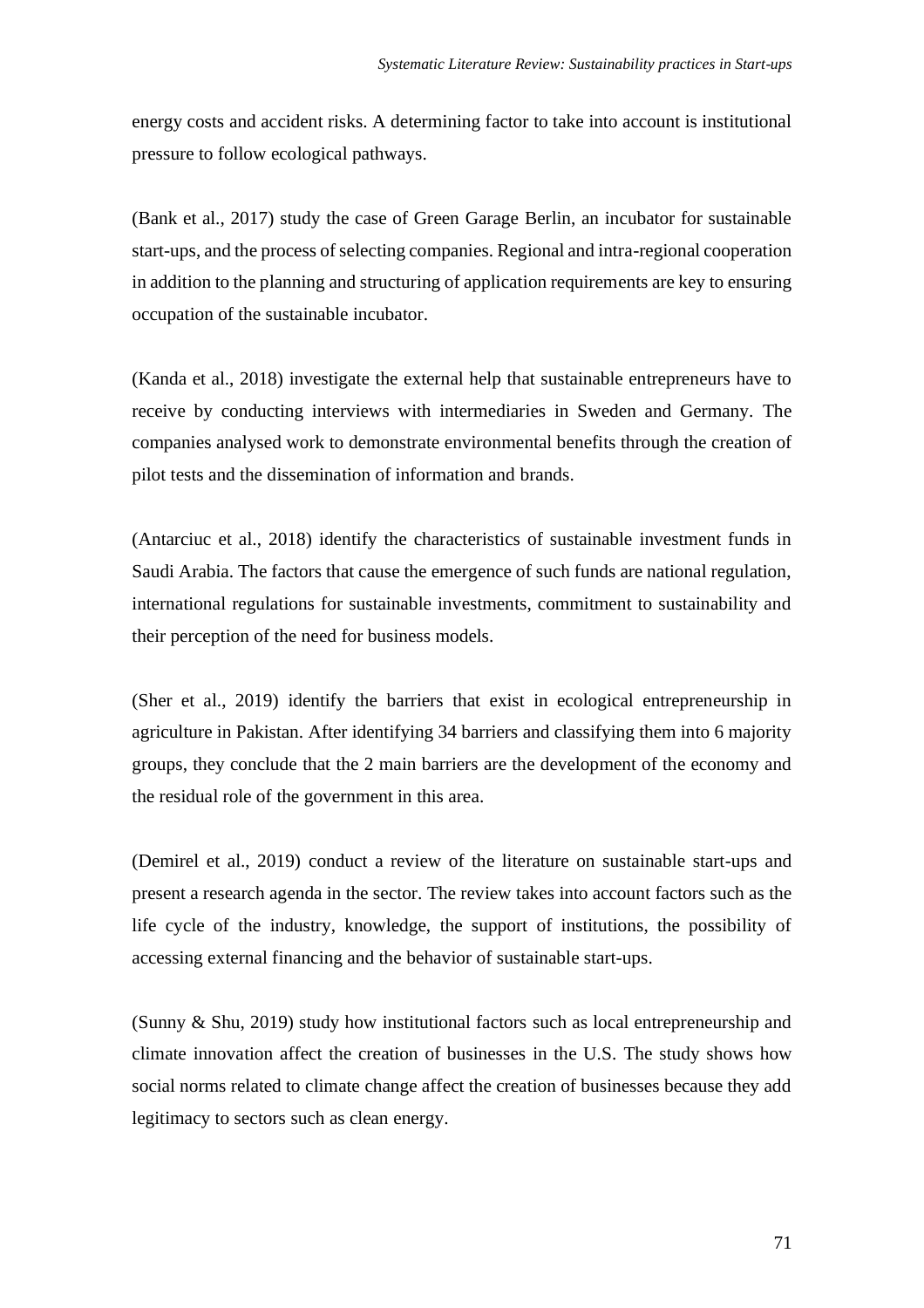energy costs and accident risks. A determining factor to take into account is institutional pressure to follow ecological pathways.

(Bank et al., 2017) study the case of Green Garage Berlin, an incubator for sustainable start-ups, and the process of selecting companies. Regional and intra-regional cooperation in addition to the planning and structuring of application requirements are key to ensuring occupation of the sustainable incubator.

(Kanda et al., 2018) investigate the external help that sustainable entrepreneurs have to receive by conducting interviews with intermediaries in Sweden and Germany. The companies analysed work to demonstrate environmental benefits through the creation of pilot tests and the dissemination of information and brands.

(Antarciuc et al., 2018) identify the characteristics of sustainable investment funds in Saudi Arabia. The factors that cause the emergence of such funds are national regulation, international regulations for sustainable investments, commitment to sustainability and their perception of the need for business models.

(Sher et al., 2019) identify the barriers that exist in ecological entrepreneurship in agriculture in Pakistan. After identifying 34 barriers and classifying them into 6 majority groups, they conclude that the 2 main barriers are the development of the economy and the residual role of the government in this area.

(Demirel et al., 2019) conduct a review of the literature on sustainable start-ups and present a research agenda in the sector. The review takes into account factors such as the life cycle of the industry, knowledge, the support of institutions, the possibility of accessing external financing and the behavior of sustainable start-ups.

(Sunny & Shu, 2019) study how institutional factors such as local entrepreneurship and climate innovation affect the creation of businesses in the U.S. The study shows how social norms related to climate change affect the creation of businesses because they add legitimacy to sectors such as clean energy.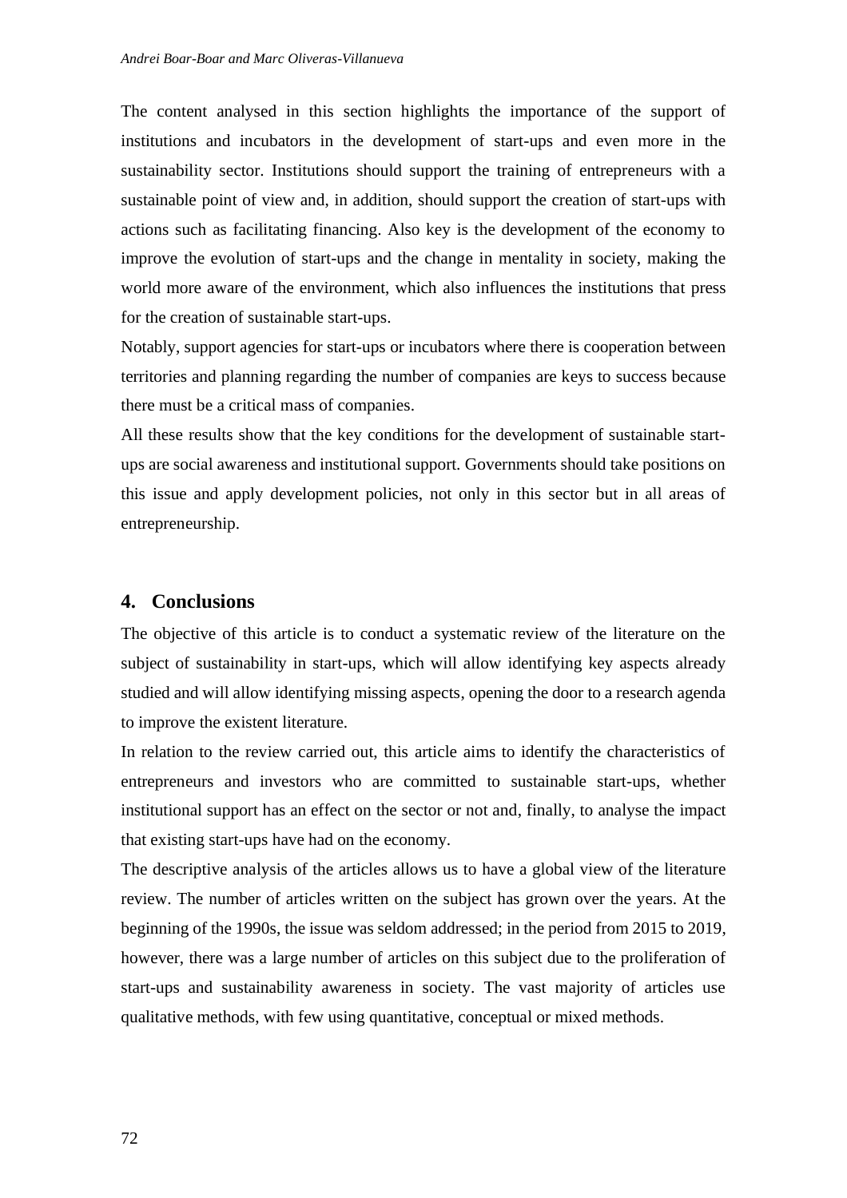The content analysed in this section highlights the importance of the support of institutions and incubators in the development of start-ups and even more in the sustainability sector. Institutions should support the training of entrepreneurs with a sustainable point of view and, in addition, should support the creation of start-ups with actions such as facilitating financing. Also key is the development of the economy to improve the evolution of start-ups and the change in mentality in society, making the world more aware of the environment, which also influences the institutions that press for the creation of sustainable start-ups.

Notably, support agencies for start-ups or incubators where there is cooperation between territories and planning regarding the number of companies are keys to success because there must be a critical mass of companies.

All these results show that the key conditions for the development of sustainable start-ups are social awareness and institutional support. Governments should take positions on this issue and apply development policies, not only in this sector but in all areas of entrepreneurship.

## 4. Conclusions

The objective of this article is to conduct a systematic review of the literature on the subject of sustainability in start-ups, which will allow identifying key aspects already studied and will allow identifying missing aspects, opening the door to a research agenda to improve the existent literature.

In relation to the review carried out, this article aims to identify the characteristics of entrepreneurs and investors who are committed to sustainable start-ups, whether institutional support has an effect on the sector or not and, finally, to analyse the impact that existing start-ups have had on the economy.

The descriptive analysis of the articles allows us to have a global view of the literature review. The number of articles written on the subject has grown over the years. At the beginning of the 1990s, the issue was seldom addressed; in the period from 2015 to 2019, however, there was a large number of articles on this subject due to the proliferation of start-ups and sustainability awareness in society. The vast majority of articles use qualitative methods, with few using quantitative, conceptual or mixed methods.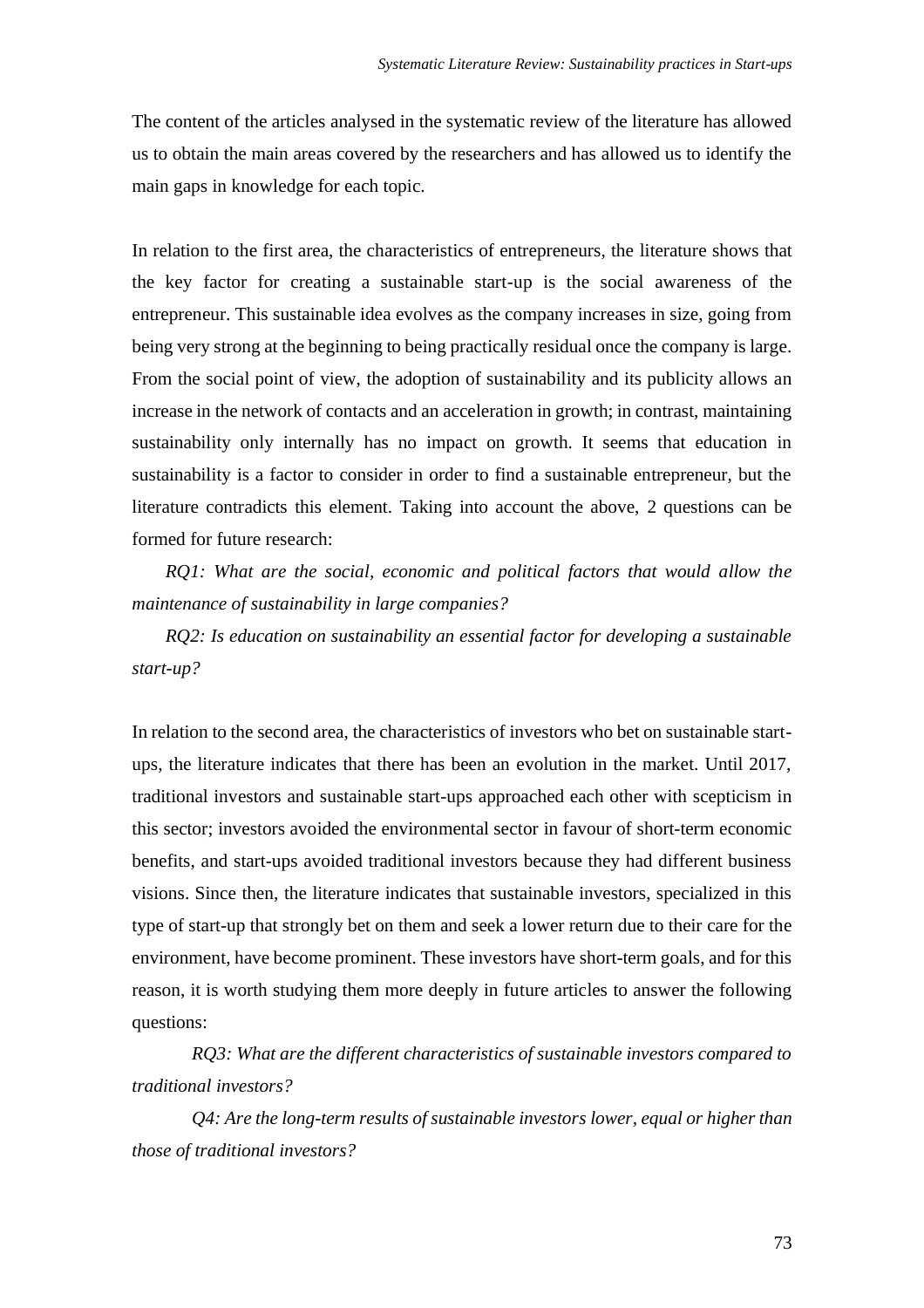The content of the articles analysed in the systematic review of the literature has allowed us to obtain the main areas covered by the researchers and has allowed us to identify the main gaps in knowledge for each topic.

In relation to the first area, the characteristics of entrepreneurs, the literature shows that the key factor for creating a sustainable start-up is the social awareness of the entrepreneur. This sustainable idea evolves as the company increases in size, going from being very strong at the beginning to being practically residual once the company is large. From the social point of view, the adoption of sustainability and its publicity allows an increase in the network of contacts and an acceleration in growth; in contrast, maintaining sustainability only internally has no impact on growth. It seems that education in sustainability is a factor to consider in order to find a sustainable entrepreneur, but the literature contradicts this element. Taking into account the above, 2 questions can be formed for future research:

*RQ1: What are the social, economic and political factors that would allow the maintenance of sustainability in large companies?*

*RQ2: Is education on sustainability an essential factor for developing a sustainable start-up?*

In relation to the second area, the characteristics of investors who bet on sustainable start-ups, the literature indicates that there has been an evolution in the market. Until 2017, traditional investors and sustainable start-ups approached each other with scepticism in this sector; investors avoided the environmental sector in favour of short-term economic benefits, and start-ups avoided traditional investors because they had different business visions. Since then, the literature indicates that sustainable investors, specialized in this type of start-up that strongly bet on them and seek a lower return due to their care for the environment, have become prominent. These investors have short-term goals, and for this reason, it is worth studying them more deeply in future articles to answer the following questions:

*RQ3: What are the different characteristics of sustainable investors compared to traditional investors?*

*Q4: Are the long-term results of sustainable investors lower, equal or higher than those of traditional investors?*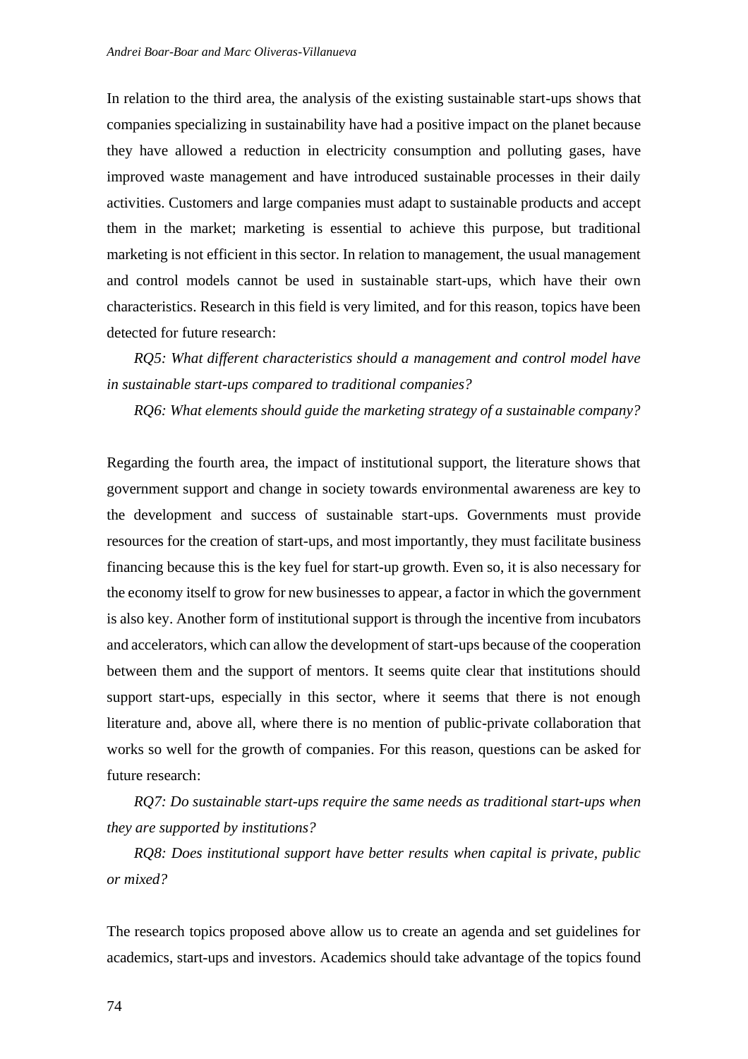In relation to the third area, the analysis of the existing sustainable start-ups shows that companies specializing in sustainability have had a positive impact on the planet because they have allowed a reduction in electricity consumption and polluting gases, have improved waste management and have introduced sustainable processes in their daily activities. Customers and large companies must adapt to sustainable products and accept them in the market; marketing is essential to achieve this purpose, but traditional marketing is not efficient in this sector. In relation to management, the usual management and control models cannot be used in sustainable start-ups, which have their own characteristics. Research in this field is very limited, and for this reason, topics have been detected for future research:

*RQ5: What different characteristics should a management and control model have in sustainable start-ups compared to traditional companies?*

*RQ6: What elements should guide the marketing strategy of a sustainable company?*

Regarding the fourth area, the impact of institutional support, the literature shows that government support and change in society towards environmental awareness are key to the development and success of sustainable start-ups. Governments must provide resources for the creation of start-ups, and most importantly, they must facilitate business financing because this is the key fuel for start-up growth. Even so, it is also necessary for the economy itself to grow for new businesses to appear, a factor in which the government is also key. Another form of institutional support is through the incentive from incubators and accelerators, which can allow the development of start-ups because of the cooperation between them and the support of mentors. It seems quite clear that institutions should support start-ups, especially in this sector, where it seems that there is not enough literature and, above all, where there is no mention of public-private collaboration that works so well for the growth of companies. For this reason, questions can be asked for future research:

*RQ7: Do sustainable start-ups require the same needs as traditional start-ups when they are supported by institutions?*

*RQ8: Does institutional support have better results when capital is private, public or mixed?*

The research topics proposed above allow us to create an agenda and set guidelines for academics, start-ups and investors. Academics should take advantage of the topics found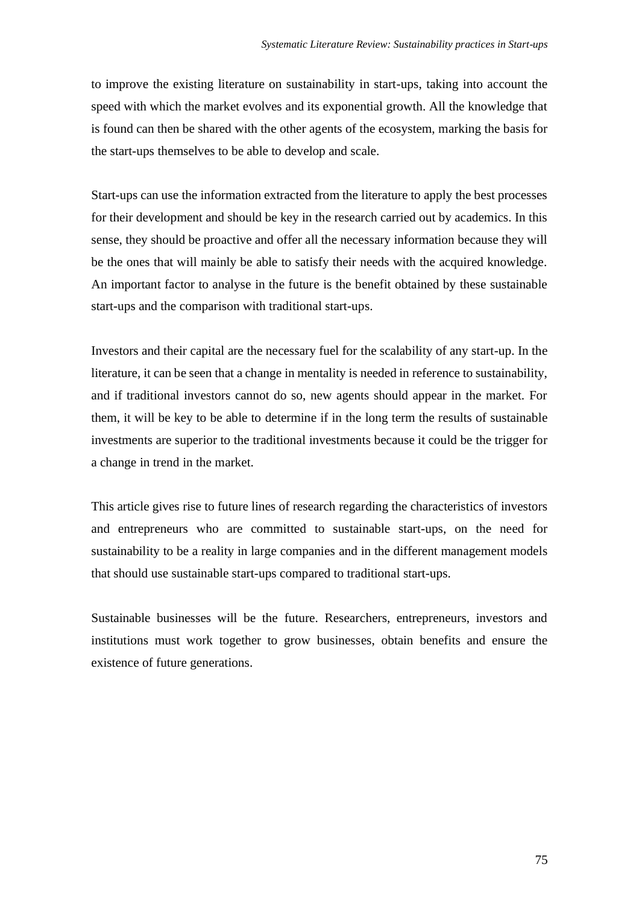to improve the existing literature on sustainability in start-ups, taking into account the speed with which the market evolves and its exponential growth. All the knowledge that is found can then be shared with the other agents of the ecosystem, marking the basis for the start-ups themselves to be able to develop and scale.

Start-ups can use the information extracted from the literature to apply the best processes for their development and should be key in the research carried out by academics. In this sense, they should be proactive and offer all the necessary information because they will be the ones that will mainly be able to satisfy their needs with the acquired knowledge. An important factor to analyse in the future is the benefit obtained by these sustainable start-ups and the comparison with traditional start-ups.

Investors and their capital are the necessary fuel for the scalability of any start-up. In the literature, it can be seen that a change in mentality is needed in reference to sustainability, and if traditional investors cannot do so, new agents should appear in the market. For them, it will be key to be able to determine if in the long term the results of sustainable investments are superior to the traditional investments because it could be the trigger for a change in trend in the market.

This article gives rise to future lines of research regarding the characteristics of investors and entrepreneurs who are committed to sustainable start-ups, on the need for sustainability to be a reality in large companies and in the different management models that should use sustainable start-ups compared to traditional start-ups.

Sustainable businesses will be the future. Researchers, entrepreneurs, investors and institutions must work together to grow businesses, obtain benefits and ensure the existence of future generations.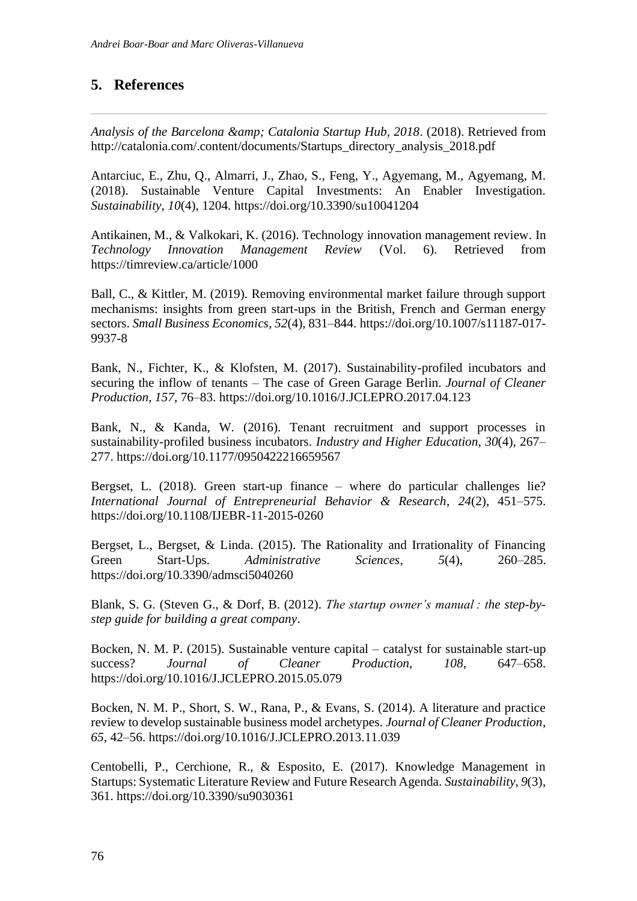## 5. References

*Analysis of the Barcelona &amp; Catalonia Startup Hub, 2018*. (2018). Retrieved from http://catalonia.com/.content/documents/Startups_directory_analysis_2018.pdf

Antarciuc, E., Zhu, Q., Almarri, J., Zhao, S., Feng, Y., Agyemang, M., Agyemang, M. (2018). Sustainable Venture Capital Investments: An Enabler Investigation. *Sustainability*, *10*(4), 1204. https://doi.org/10.3390/su10041204

Antikainen, M., & Valkokari, K. (2016). Technology innovation management review. In *Technology Innovation Management Review* (Vol. 6). Retrieved from https://timreview.ca/article/1000

Ball, C., & Kittler, M. (2019). Removing environmental market failure through support mechanisms: insights from green start-ups in the British, French and German energy sectors. *Small Business Economics*, *52*(4), 831–844. https://doi.org/10.1007/s11187-017-9937-8

Bank, N., Fichter, K., & Klofsten, M. (2017). Sustainability-profiled incubators and securing the inflow of tenants – The case of Green Garage Berlin. *Journal of Cleaner Production*, *157*, 76–83. https://doi.org/10.1016/J.JCLEPRO.2017.04.123

Bank, N., & Kanda, W. (2016). Tenant recruitment and support processes in sustainability-profiled business incubators. *Industry and Higher Education*, *30*(4), 267–277. https://doi.org/10.1177/0950422216659567

Bergset, L. (2018). Green start-up finance – where do particular challenges lie? *International Journal of Entrepreneurial Behavior & Research*, *24*(2), 451–575. https://doi.org/10.1108/IJEBR-11-2015-0260

Bergset, L., Bergset, & Linda. (2015). The Rationality and Irrationality of Financing Green Start-Ups. *Administrative Sciences*, *5*(4), 260–285. https://doi.org/10.3390/admsci5040260

Blank, S. G. (Steven G., & Dorf, B. (2012). *The startup owner's manual : the step-by-step guide for building a great company*.

Bocken, N. M. P. (2015). Sustainable venture capital – catalyst for sustainable start-up success? *Journal of Cleaner Production*, *108*, 647–658. https://doi.org/10.1016/J.JCLEPRO.2015.05.079

Bocken, N. M. P., Short, S. W., Rana, P., & Evans, S. (2014). A literature and practice review to develop sustainable business model archetypes. *Journal of Cleaner Production*, *65*, 42–56. https://doi.org/10.1016/J.JCLEPRO.2013.11.039

Centobelli, P., Cerchione, R., & Esposito, E. (2017). Knowledge Management in Startups: Systematic Literature Review and Future Research Agenda. *Sustainability*, *9*(3), 361. https://doi.org/10.3390/su9030361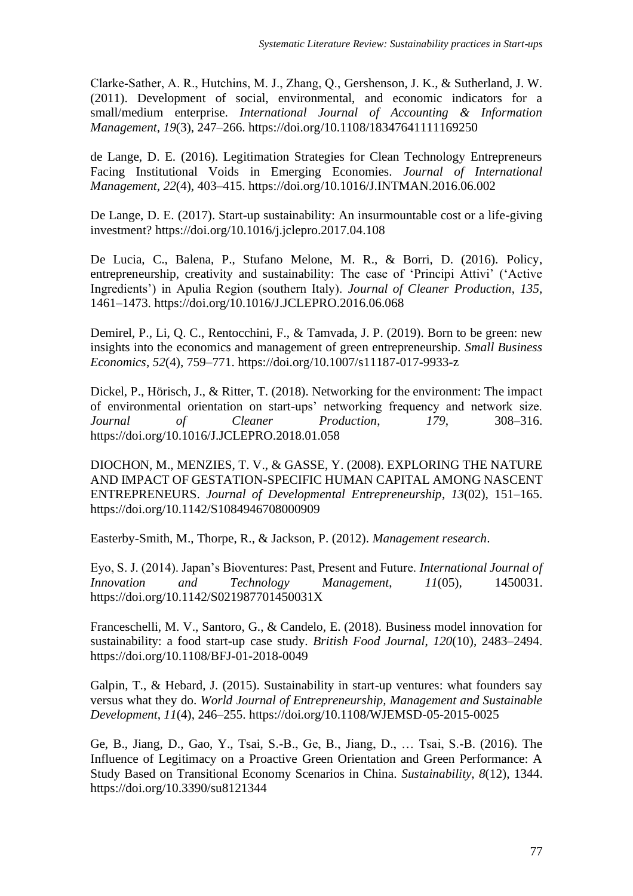Clarke-Sather, A. R., Hutchins, M. J., Zhang, Q., Gershenson, J. K., & Sutherland, J. W. (2011). Development of social, environmental, and economic indicators for a small/medium enterprise. *International Journal of Accounting & Information Management*, *19*(3), 247–266. https://doi.org/10.1108/18347641111169250

de Lange, D. E. (2016). Legitimation Strategies for Clean Technology Entrepreneurs Facing Institutional Voids in Emerging Economies. *Journal of International Management*, *22*(4), 403–415. https://doi.org/10.1016/J.INTMAN.2016.06.002

De Lange, D. E. (2017). Start-up sustainability: An insurmountable cost or a life-giving investment? https://doi.org/10.1016/j.jclepro.2017.04.108

De Lucia, C., Balena, P., Stufano Melone, M. R., & Borri, D. (2016). Policy, entrepreneurship, creativity and sustainability: The case of 'Principi Attivi' ('Active Ingredients') in Apulia Region (southern Italy). *Journal of Cleaner Production*, *135*, 1461–1473. https://doi.org/10.1016/J.JCLEPRO.2016.06.068

Demirel, P., Li, Q. C., Rentocchini, F., & Tamvada, J. P. (2019). Born to be green: new insights into the economics and management of green entrepreneurship. *Small Business Economics*, *52*(4), 759–771. https://doi.org/10.1007/s11187-017-9933-z

Dickel, P., Hörisch, J., & Ritter, T. (2018). Networking for the environment: The impact of environmental orientation on start-ups' networking frequency and network size. *Journal of Cleaner Production*, *179*, 308–316. https://doi.org/10.1016/J.JCLEPRO.2018.01.058

DIOCHON, M., MENZIES, T. V., & GASSE, Y. (2008). EXPLORING THE NATURE AND IMPACT OF GESTATION-SPECIFIC HUMAN CAPITAL AMONG NASCENT ENTREPRENEURS. *Journal of Developmental Entrepreneurship*, *13*(02), 151–165. https://doi.org/10.1142/S1084946708000909

Easterby-Smith, M., Thorpe, R., & Jackson, P. (2012). *Management research*.

Eyo, S. J. (2014). Japan's Bioventures: Past, Present and Future. *International Journal of Innovation and Technology Management*, *11*(05), 1450031. https://doi.org/10.1142/S021987701450031X

Franceschelli, M. V., Santoro, G., & Candelo, E. (2018). Business model innovation for sustainability: a food start-up case study. *British Food Journal*, *120*(10), 2483–2494. https://doi.org/10.1108/BFJ-01-2018-0049

Galpin, T., & Hebard, J. (2015). Sustainability in start-up ventures: what founders say versus what they do. *World Journal of Entrepreneurship, Management and Sustainable Development*, *11*(4), 246–255. https://doi.org/10.1108/WJEMSD-05-2015-0025

Ge, B., Jiang, D., Gao, Y., Tsai, S.-B., Ge, B., Jiang, D., … Tsai, S.-B. (2016). The Influence of Legitimacy on a Proactive Green Orientation and Green Performance: A Study Based on Transitional Economy Scenarios in China. *Sustainability*, *8*(12), 1344. https://doi.org/10.3390/su8121344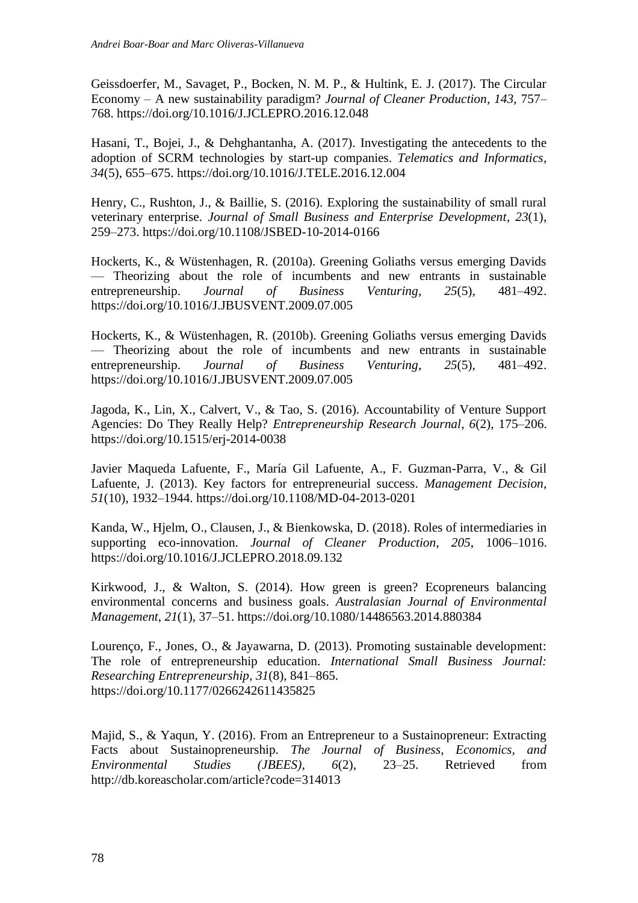Geissdoerfer, M., Savaget, P., Bocken, N. M. P., & Hultink, E. J. (2017). The Circular Economy – A new sustainability paradigm? *Journal of Cleaner Production*, *143*, 757–768. https://doi.org/10.1016/J.JCLEPRO.2016.12.048

Hasani, T., Bojei, J., & Dehghantanha, A. (2017). Investigating the antecedents to the adoption of SCRM technologies by start-up companies. *Telematics and Informatics*, *34*(5), 655–675. https://doi.org/10.1016/J.TELE.2016.12.004

Henry, C., Rushton, J., & Baillie, S. (2016). Exploring the sustainability of small rural veterinary enterprise. *Journal of Small Business and Enterprise Development*, *23*(1), 259–273. https://doi.org/10.1108/JSBED-10-2014-0166

Hockerts, K., & Wüstenhagen, R. (2010a). Greening Goliaths versus emerging Davids — Theorizing about the role of incumbents and new entrants in sustainable entrepreneurship. *Journal of Business Venturing*, *25*(5), 481–492. https://doi.org/10.1016/J.JBUSVENT.2009.07.005

Hockerts, K., & Wüstenhagen, R. (2010b). Greening Goliaths versus emerging Davids — Theorizing about the role of incumbents and new entrants in sustainable entrepreneurship. *Journal of Business Venturing*, *25*(5), 481–492. https://doi.org/10.1016/J.JBUSVENT.2009.07.005

Jagoda, K., Lin, X., Calvert, V., & Tao, S. (2016). Accountability of Venture Support Agencies: Do They Really Help? *Entrepreneurship Research Journal*, *6*(2), 175–206. https://doi.org/10.1515/erj-2014-0038

Javier Maqueda Lafuente, F., María Gil Lafuente, A., F. Guzman-Parra, V., & Gil Lafuente, J. (2013). Key factors for entrepreneurial success. *Management Decision*, *51*(10), 1932–1944. https://doi.org/10.1108/MD-04-2013-0201

Kanda, W., Hjelm, O., Clausen, J., & Bienkowska, D. (2018). Roles of intermediaries in supporting eco-innovation. *Journal of Cleaner Production*, *205*, 1006–1016. https://doi.org/10.1016/J.JCLEPRO.2018.09.132

Kirkwood, J., & Walton, S. (2014). How green is green? Ecopreneurs balancing environmental concerns and business goals. *Australasian Journal of Environmental Management*, *21*(1), 37–51. https://doi.org/10.1080/14486563.2014.880384

Lourenço, F., Jones, O., & Jayawarna, D. (2013). Promoting sustainable development: The role of entrepreneurship education. *International Small Business Journal: Researching Entrepreneurship*, *31*(8), 841–865. https://doi.org/10.1177/0266242611435825

Majid, S., & Yaqun, Y. (2016). From an Entrepreneur to a Sustainopreneur: Extracting Facts about Sustainopreneurship. *The Journal of Business, Economics, and Environmental Studies (JBEES)*, *6*(2), 23–25. Retrieved from http://db.koreascholar.com/article?code=314013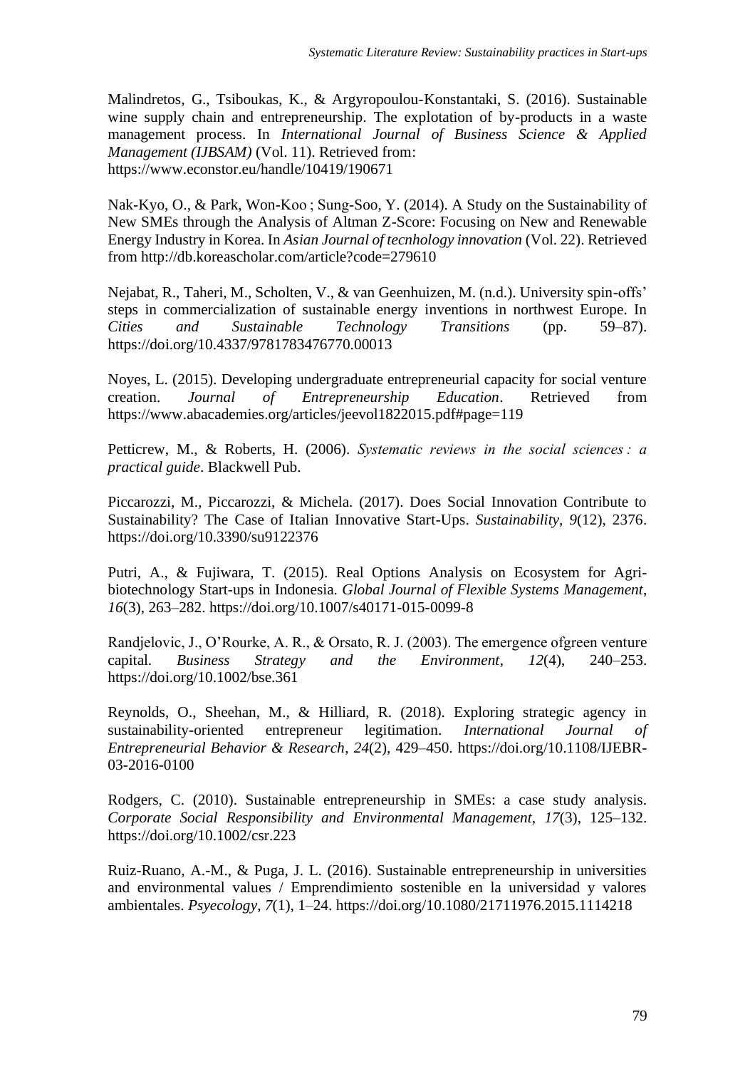Malindretos, G., Tsiboukas, K., & Argyropoulou-Konstantaki, S. (2016). Sustainable wine supply chain and entrepreneurship. The explotation of by-products in a waste management process. In *International Journal of Business Science & Applied Management (IJBSAM)* (Vol. 11). Retrieved from: https://www.econstor.eu/handle/10419/190671

Nak-Kyo, O., & Park, Won-Koo ; Sung-Soo, Y. (2014). A Study on the Sustainability of New SMEs through the Analysis of Altman Z-Score: Focusing on New and Renewable Energy Industry in Korea. In *Asian Journal of tecnhology innovation* (Vol. 22). Retrieved from http://db.koreascholar.com/article?code=279610

Nejabat, R., Taheri, M., Scholten, V., & van Geenhuizen, M. (n.d.). University spin-offs' steps in commercialization of sustainable energy inventions in northwest Europe. In *Cities and Sustainable Technology Transitions* (pp. 59–87). https://doi.org/10.4337/9781783476770.00013

Noyes, L. (2015). Developing undergraduate entrepreneurial capacity for social venture creation. *Journal of Entrepreneurship Education*. Retrieved from https://www.abacademies.org/articles/jeevol1822015.pdf#page=119

Petticrew, M., & Roberts, H. (2006). *Systematic reviews in the social sciences : a practical guide*. Blackwell Pub.

Piccarozzi, M., Piccarozzi, & Michela. (2017). Does Social Innovation Contribute to Sustainability? The Case of Italian Innovative Start-Ups. *Sustainability*, *9*(12), 2376. https://doi.org/10.3390/su9122376

Putri, A., & Fujiwara, T. (2015). Real Options Analysis on Ecosystem for Agri-biotechnology Start-ups in Indonesia. *Global Journal of Flexible Systems Management*, *16*(3), 263–282. https://doi.org/10.1007/s40171-015-0099-8

Randjelovic, J., O'Rourke, A. R., & Orsato, R. J. (2003). The emergence ofgreen venture capital. *Business Strategy and the Environment*, *12*(4), 240–253. https://doi.org/10.1002/bse.361

Reynolds, O., Sheehan, M., & Hilliard, R. (2018). Exploring strategic agency in sustainability-oriented entrepreneur legitimation. *International Journal of Entrepreneurial Behavior & Research*, *24*(2), 429–450. https://doi.org/10.1108/IJEBR-03-2016-0100

Rodgers, C. (2010). Sustainable entrepreneurship in SMEs: a case study analysis. *Corporate Social Responsibility and Environmental Management*, *17*(3), 125–132. https://doi.org/10.1002/csr.223

Ruiz-Ruano, A.-M., & Puga, J. L. (2016). Sustainable entrepreneurship in universities and environmental values / Emprendimiento sostenible en la universidad y valores ambientales. *Psyecology*, *7*(1), 1–24. https://doi.org/10.1080/21711976.2015.1114218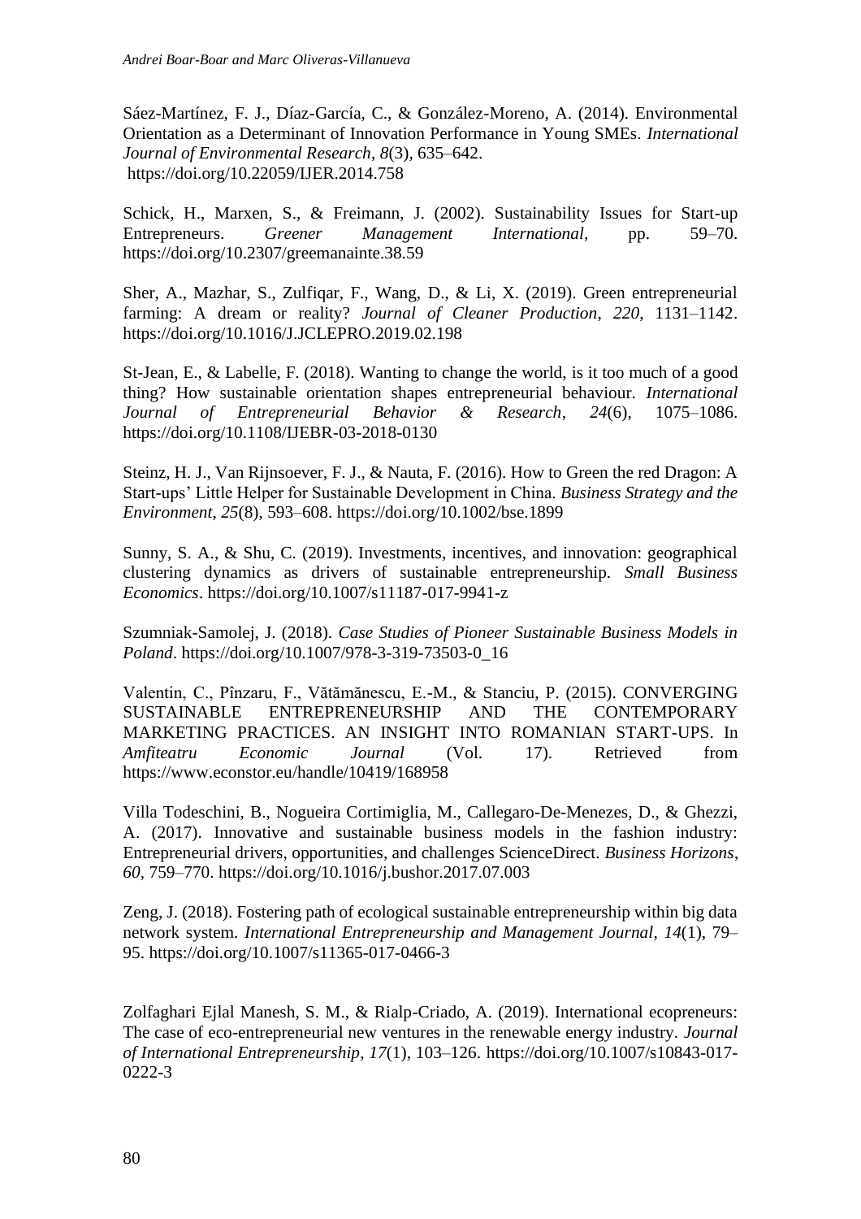Sáez-Martínez, F. J., Díaz-García, C., & González-Moreno, A. (2014). Environmental Orientation as a Determinant of Innovation Performance in Young SMEs. *International Journal of Environmental Research*, *8*(3), 635–642. https://doi.org/10.22059/IJER.2014.758

Schick, H., Marxen, S., & Freimann, J. (2002). Sustainability Issues for Start-up Entrepreneurs. *Greener Management International*, pp. 59–70. https://doi.org/10.2307/greemanainte.38.59

Sher, A., Mazhar, S., Zulfiqar, F., Wang, D., & Li, X. (2019). Green entrepreneurial farming: A dream or reality? *Journal of Cleaner Production*, *220*, 1131–1142. https://doi.org/10.1016/J.JCLEPRO.2019.02.198

St-Jean, E., & Labelle, F. (2018). Wanting to change the world, is it too much of a good thing? How sustainable orientation shapes entrepreneurial behaviour. *International Journal of Entrepreneurial Behavior & Research*, *24*(6), 1075–1086. https://doi.org/10.1108/IJEBR-03-2018-0130

Steinz, H. J., Van Rijnsoever, F. J., & Nauta, F. (2016). How to Green the red Dragon: A Start-ups' Little Helper for Sustainable Development in China. *Business Strategy and the Environment*, *25*(8), 593–608. https://doi.org/10.1002/bse.1899

Sunny, S. A., & Shu, C. (2019). Investments, incentives, and innovation: geographical clustering dynamics as drivers of sustainable entrepreneurship. *Small Business Economics*. https://doi.org/10.1007/s11187-017-9941-z

Szumniak-Samolej, J. (2018). *Case Studies of Pioneer Sustainable Business Models in Poland*. https://doi.org/10.1007/978-3-319-73503-0_16

Valentin, C., Pînzaru, F., Vătămănescu, E.-M., & Stanciu, P. (2015). CONVERGING SUSTAINABLE ENTREPRENEURSHIP AND THE CONTEMPORARY MARKETING PRACTICES. AN INSIGHT INTO ROMANIAN START-UPS. In *Amfiteatru Economic Journal* (Vol. 17). Retrieved from https://www.econstor.eu/handle/10419/168958

Villa Todeschini, B., Nogueira Cortimiglia, M., Callegaro-De-Menezes, D., & Ghezzi, A. (2017). Innovative and sustainable business models in the fashion industry: Entrepreneurial drivers, opportunities, and challenges ScienceDirect. *Business Horizons*, *60*, 759–770. https://doi.org/10.1016/j.bushor.2017.07.003

Zeng, J. (2018). Fostering path of ecological sustainable entrepreneurship within big data network system. *International Entrepreneurship and Management Journal*, *14*(1), 79–95. https://doi.org/10.1007/s11365-017-0466-3

Zolfaghari Ejlal Manesh, S. M., & Rialp-Criado, A. (2019). International ecopreneurs: The case of eco-entrepreneurial new ventures in the renewable energy industry. *Journal of International Entrepreneurship*, *17*(1), 103–126. https://doi.org/10.1007/s10843-017-0222-3